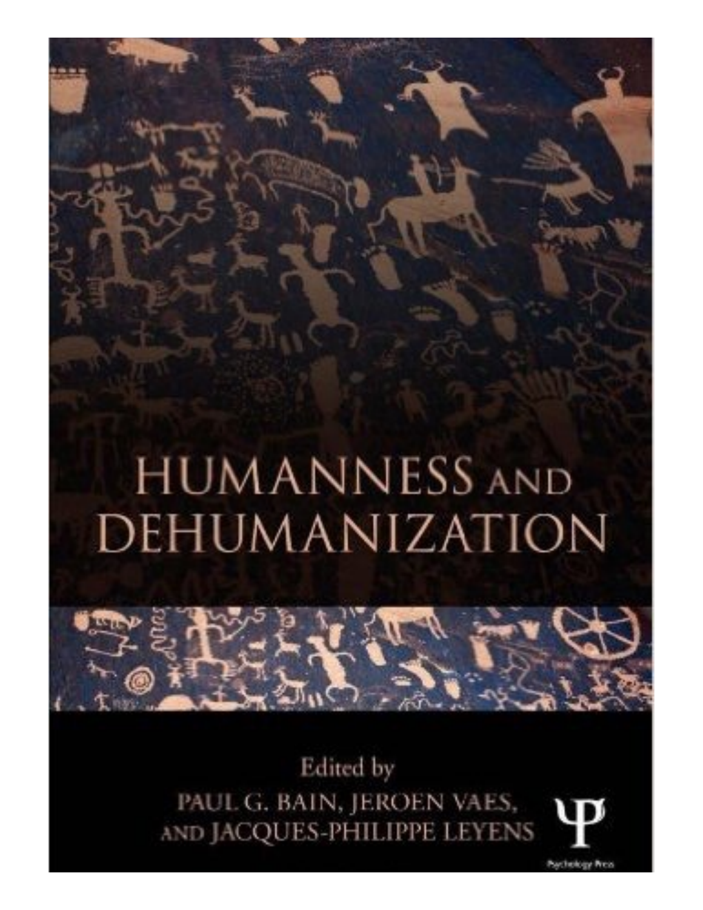# HUMANNESS AND DEHUMANIZATION

Edited by

PAUL G. BAIN, JEROEN VAES, AND JACQUES-PHILIPPE LEYENS

Psychology Press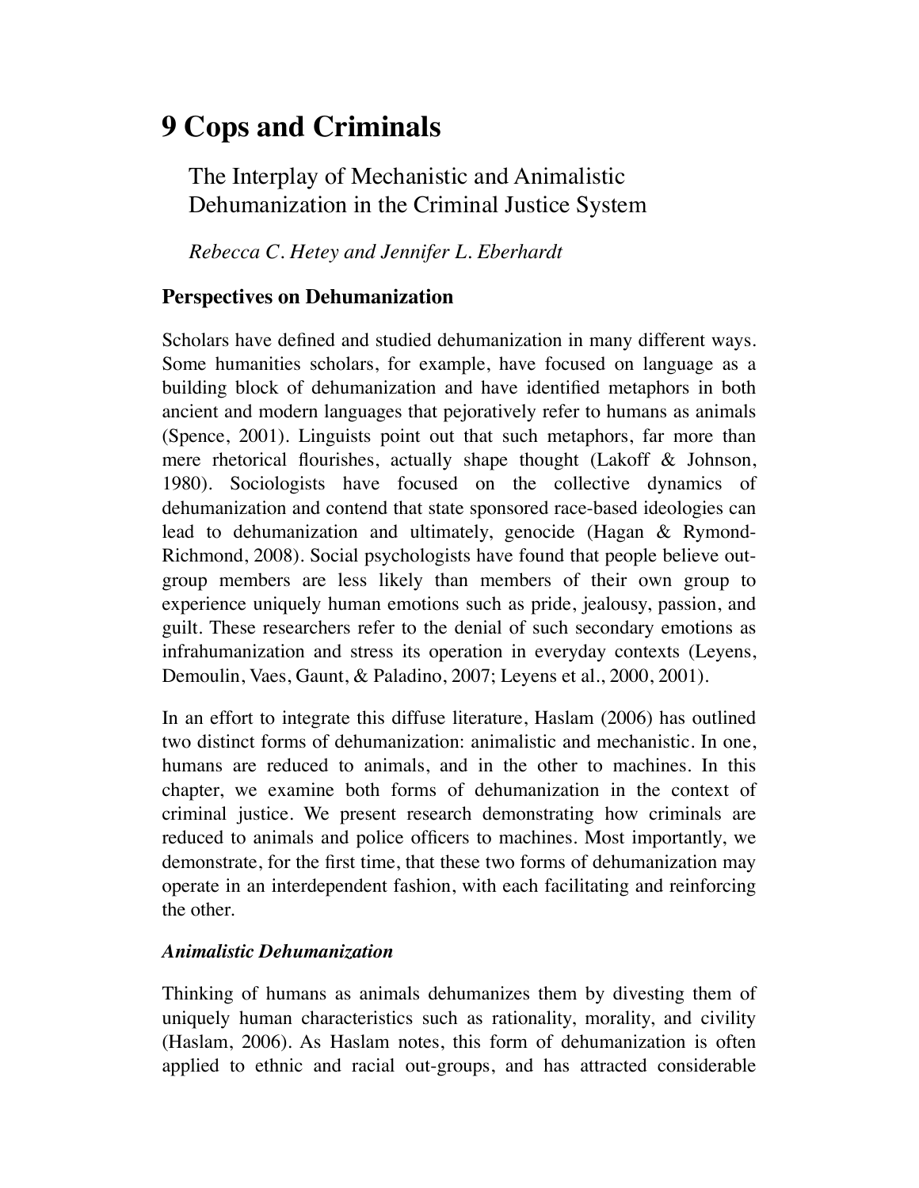# 9 Cops and Criminals

## The Interplay of Mechanistic and Animalistic Dehumanization in the Criminal Justice System

*Rebecca C. Hetey and Jennifer L. Eberhardt*

### Perspectives on Dehumanization

Scholars have defined and studied dehumanization in many different ways. Some humanities scholars, for example, have focused on language as a building block of dehumanization and have identified metaphors in both ancient and modern languages that pejoratively refer to humans as animals (Spence, 2001). Linguists point out that such metaphors, far more than mere rhetorical flourishes, actually shape thought (Lakoff & Johnson, 1980). Sociologists have focused on the collective dynamics of dehumanization and contend that state sponsored race-based ideologies can lead to dehumanization and ultimately, genocide (Hagan & Rymond-Richmond, 2008). Social psychologists have found that people believe out-group members are less likely than members of their own group to experience uniquely human emotions such as pride, jealousy, passion, and guilt. These researchers refer to the denial of such secondary emotions as infrahumanization and stress its operation in everyday contexts (Leyens, Demoulin, Vaes, Gaunt, & Paladino, 2007; Leyens et al., 2000, 2001).

In an effort to integrate this diffuse literature, Haslam (2006) has outlined two distinct forms of dehumanization: animalistic and mechanistic. In one, humans are reduced to animals, and in the other to machines. In this chapter, we examine both forms of dehumanization in the context of criminal justice. We present research demonstrating how criminals are reduced to animals and police officers to machines. Most importantly, we demonstrate, for the first time, that these two forms of dehumanization may operate in an interdependent fashion, with each facilitating and reinforcing the other.

#### *Animalistic Dehumanization*

Thinking of humans as animals dehumanizes them by divesting them of uniquely human characteristics such as rationality, morality, and civility (Haslam, 2006). As Haslam notes, this form of dehumanization is often applied to ethnic and racial out-groups, and has attracted considerable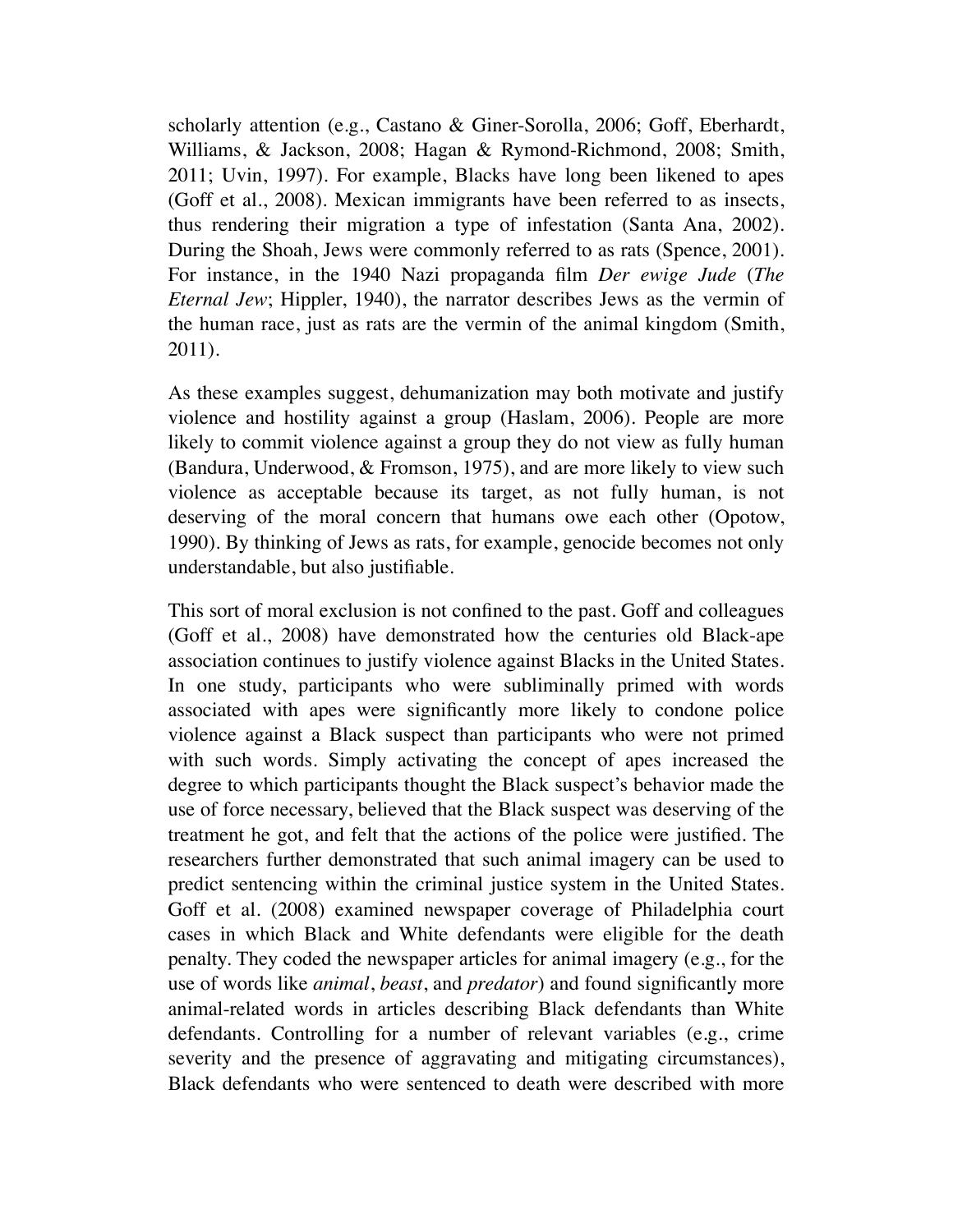scholarly attention (e.g., Castano & Giner-Sorolla, 2006; Goff, Eberhardt, Williams, & Jackson, 2008; Hagan & Rymond-Richmond, 2008; Smith, 2011; Uvin, 1997). For example, Blacks have long been likened to apes (Goff et al., 2008). Mexican immigrants have been referred to as insects, thus rendering their migration a type of infestation (Santa Ana, 2002). During the Shoah, Jews were commonly referred to as rats (Spence, 2001). For instance, in the 1940 Nazi propaganda film *Der ewige Jude* (*The Eternal Jew*; Hippler, 1940), the narrator describes Jews as the vermin of the human race, just as rats are the vermin of the animal kingdom (Smith, 2011).

As these examples suggest, dehumanization may both motivate and justify violence and hostility against a group (Haslam, 2006). People are more likely to commit violence against a group they do not view as fully human (Bandura, Underwood, & Fromson, 1975), and are more likely to view such violence as acceptable because its target, as not fully human, is not deserving of the moral concern that humans owe each other (Opotow, 1990). By thinking of Jews as rats, for example, genocide becomes not only understandable, but also justifiable.

This sort of moral exclusion is not confined to the past. Goff and colleagues (Goff et al., 2008) have demonstrated how the centuries old Black-ape association continues to justify violence against Blacks in the United States. In one study, participants who were subliminally primed with words associated with apes were significantly more likely to condone police violence against a Black suspect than participants who were not primed with such words. Simply activating the concept of apes increased the degree to which participants thought the Black suspect's behavior made the use of force necessary, believed that the Black suspect was deserving of the treatment he got, and felt that the actions of the police were justified. The researchers further demonstrated that such animal imagery can be used to predict sentencing within the criminal justice system in the United States. Goff et al. (2008) examined newspaper coverage of Philadelphia court cases in which Black and White defendants were eligible for the death penalty. They coded the newspaper articles for animal imagery (e.g., for the use of words like *animal*, *beast*, and *predator*) and found significantly more animal-related words in articles describing Black defendants than White defendants. Controlling for a number of relevant variables (e.g., crime severity and the presence of aggravating and mitigating circumstances), Black defendants who were sentenced to death were described with more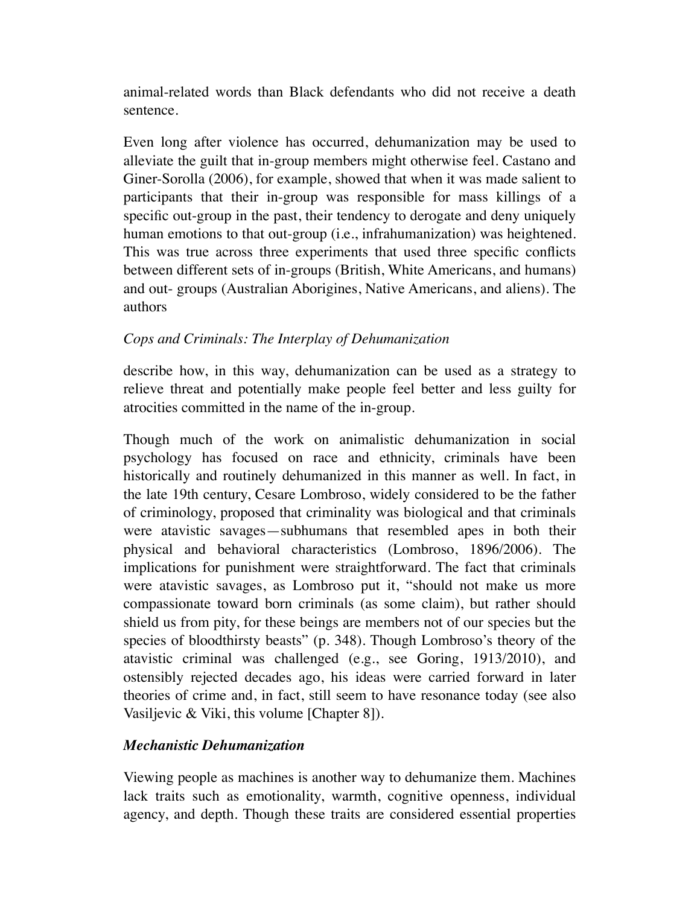animal-related words than Black defendants who did not receive a death sentence.

Even long after violence has occurred, dehumanization may be used to alleviate the guilt that in-group members might otherwise feel. Castano and Giner-Sorolla (2006), for example, showed that when it was made salient to participants that their in-group was responsible for mass killings of a specific out-group in the past, their tendency to derogate and deny uniquely human emotions to that out-group (i.e., infrahumanization) was heightened. This was true across three experiments that used three specific conflicts between different sets of in-groups (British, White Americans, and humans) and out- groups (Australian Aborigines, Native Americans, and aliens). The authors describe how, in this way, dehumanization can be used as a strategy to relieve threat and potentially make people feel better and less guilty for atrocities committed in the name of the in-group.

Though much of the work on animalistic dehumanization in social psychology has focused on race and ethnicity, criminals have been historically and routinely dehumanized in this manner as well. In fact, in the late 19th century, Cesare Lombroso, widely considered to be the father of criminology, proposed that criminality was biological and that criminals were atavistic savages—subhumans that resembled apes in both their physical and behavioral characteristics (Lombroso, 1896/2006). The implications for punishment were straightforward. The fact that criminals were atavistic savages, as Lombroso put it, "should not make us more compassionate toward born criminals (as some claim), but rather should shield us from pity, for these beings are members not of our species but the species of bloodthirsty beasts" (p. 348). Though Lombroso's theory of the atavistic criminal was challenged (e.g., see Goring, 1913/2010), and ostensibly rejected decades ago, his ideas were carried forward in later theories of crime and, in fact, still seem to have resonance today (see also Vasiljevic & Viki, this volume [Chapter 8]).

### *Mechanistic Dehumanization*

Viewing people as machines is another way to dehumanize them. Machines lack traits such as emotionality, warmth, cognitive openness, individual agency, and depth. Though these traits are considered essential properties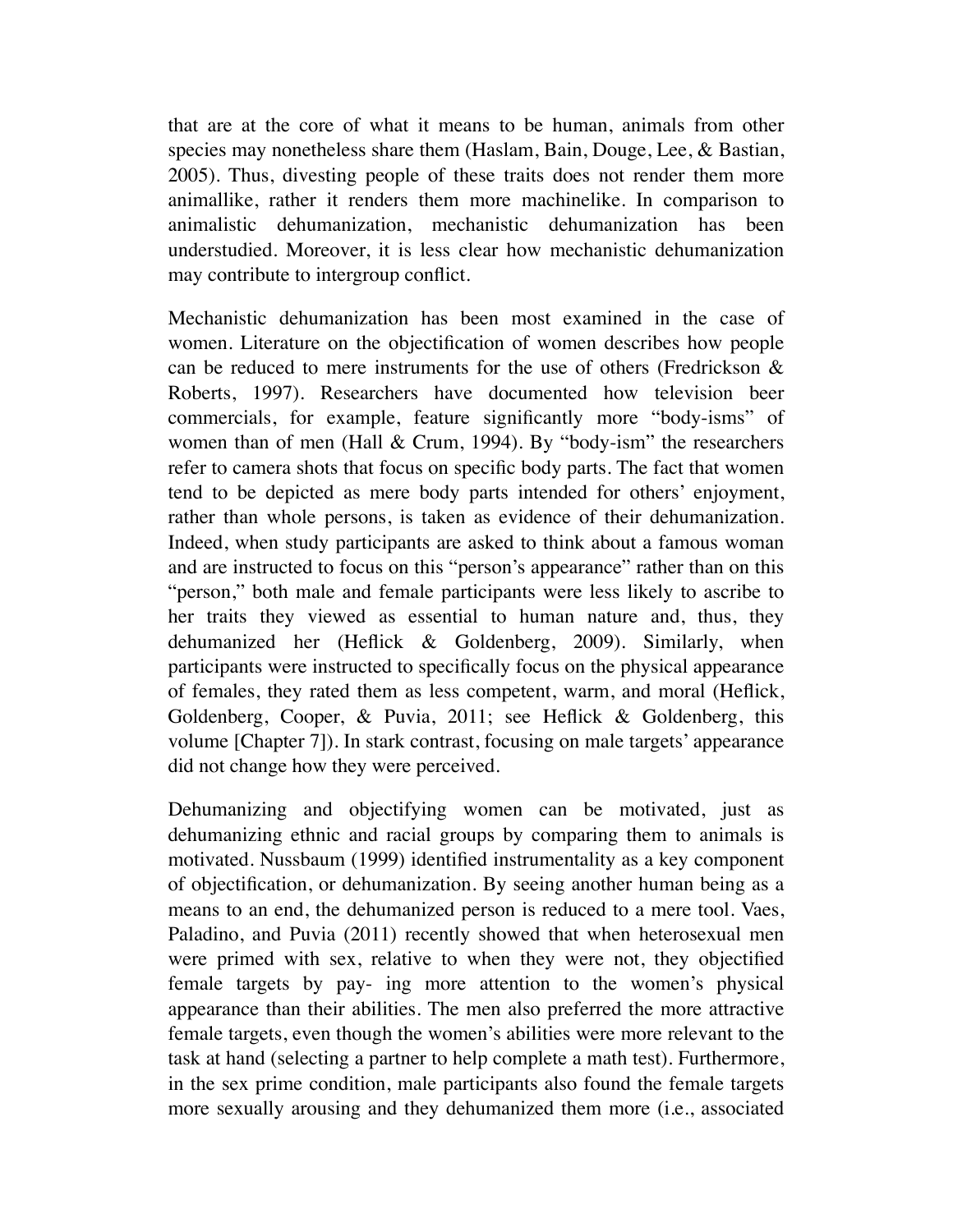that are at the core of what it means to be human, animals from other species may nonetheless share them (Haslam, Bain, Douge, Lee, & Bastian, 2005). Thus, divesting people of these traits does not render them more animallike, rather it renders them more machinelike. In comparison to animalistic dehumanization, mechanistic dehumanization has been understudied. Moreover, it is less clear how mechanistic dehumanization may contribute to intergroup conflict.

Mechanistic dehumanization has been most examined in the case of women. Literature on the objectification of women describes how people can be reduced to mere instruments for the use of others (Fredrickson & Roberts, 1997). Researchers have documented how television beer commercials, for example, feature significantly more "body-isms" of women than of men (Hall & Crum, 1994). By "body-ism" the researchers refer to camera shots that focus on specific body parts. The fact that women tend to be depicted as mere body parts intended for others' enjoyment, rather than whole persons, is taken as evidence of their dehumanization. Indeed, when study participants are asked to think about a famous woman and are instructed to focus on this "person's appearance" rather than on this "person," both male and female participants were less likely to ascribe to her traits they viewed as essential to human nature and, thus, they dehumanized her (Heflick & Goldenberg, 2009). Similarly, when participants were instructed to specifically focus on the physical appearance of females, they rated them as less competent, warm, and moral (Heflick, Goldenberg, Cooper, & Puvia, 2011; see Heflick & Goldenberg, this volume [Chapter 7]). In stark contrast, focusing on male targets' appearance did not change how they were perceived.

Dehumanizing and objectifying women can be motivated, just as dehumanizing ethnic and racial groups by comparing them to animals is motivated. Nussbaum (1999) identified instrumentality as a key component of objectification, or dehumanization. By seeing another human being as a means to an end, the dehumanized person is reduced to a mere tool. Vaes, Paladino, and Puvia (2011) recently showed that when heterosexual men were primed with sex, relative to when they were not, they objectified female targets by pay- ing more attention to the women's physical appearance than their abilities. The men also preferred the more attractive female targets, even though the women's abilities were more relevant to the task at hand (selecting a partner to help complete a math test). Furthermore, in the sex prime condition, male participants also found the female targets more sexually arousing and they dehumanized them more (i.e., associated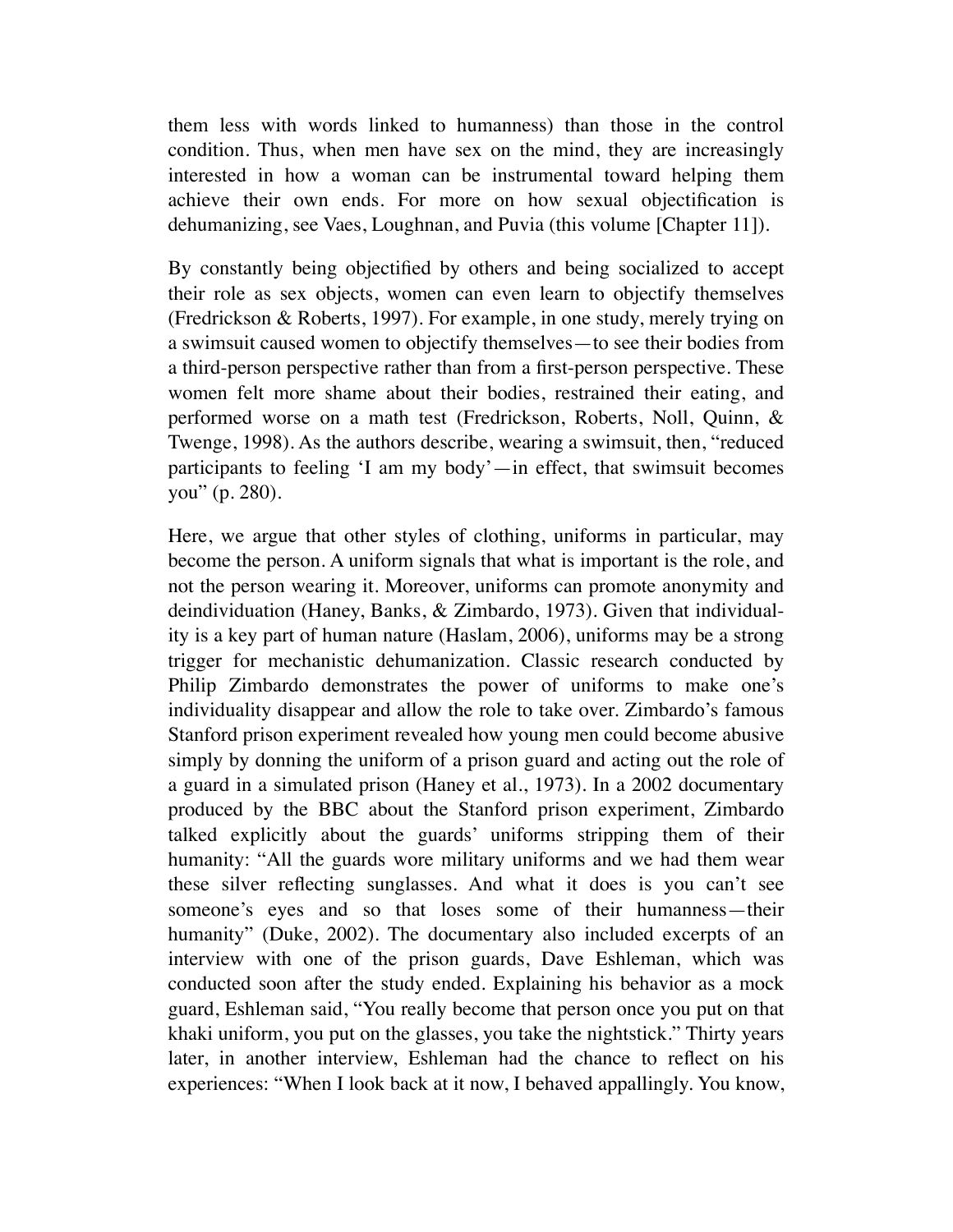them less with words linked to humanness) than those in the control condition. Thus, when men have sex on the mind, they are increasingly interested in how a woman can be instrumental toward helping them achieve their own ends. For more on how sexual objectification is dehumanizing, see Vaes, Loughnan, and Puvia (this volume [Chapter 11]).

By constantly being objectified by others and being socialized to accept their role as sex objects, women can even learn to objectify themselves (Fredrickson & Roberts, 1997). For example, in one study, merely trying on a swimsuit caused women to objectify themselves—to see their bodies from a third-person perspective rather than from a first-person perspective. These women felt more shame about their bodies, restrained their eating, and performed worse on a math test (Fredrickson, Roberts, Noll, Quinn, & Twenge, 1998). As the authors describe, wearing a swimsuit, then, "reduced participants to feeling 'I am my body'—in effect, that swimsuit becomes you" (p. 280).

Here, we argue that other styles of clothing, uniforms in particular, may become the person. A uniform signals that what is important is the role, and not the person wearing it. Moreover, uniforms can promote anonymity and deindividuation (Haney, Banks, & Zimbardo, 1973). Given that individuality is a key part of human nature (Haslam, 2006), uniforms may be a strong trigger for mechanistic dehumanization. Classic research conducted by Philip Zimbardo demonstrates the power of uniforms to make one's individuality disappear and allow the role to take over. Zimbardo's famous Stanford prison experiment revealed how young men could become abusive simply by donning the uniform of a prison guard and acting out the role of a guard in a simulated prison (Haney et al., 1973). In a 2002 documentary produced by the BBC about the Stanford prison experiment, Zimbardo talked explicitly about the guards' uniforms stripping them of their humanity: "All the guards wore military uniforms and we had them wear these silver reflecting sunglasses. And what it does is you can't see someone's eyes and so that loses some of their humanness—their humanity" (Duke, 2002). The documentary also included excerpts of an interview with one of the prison guards, Dave Eshleman, which was conducted soon after the study ended. Explaining his behavior as a mock guard, Eshleman said, "You really become that person once you put on that khaki uniform, you put on the glasses, you take the nightstick." Thirty years later, in another interview, Eshleman had the chance to reflect on his experiences: "When I look back at it now, I behaved appallingly. You know,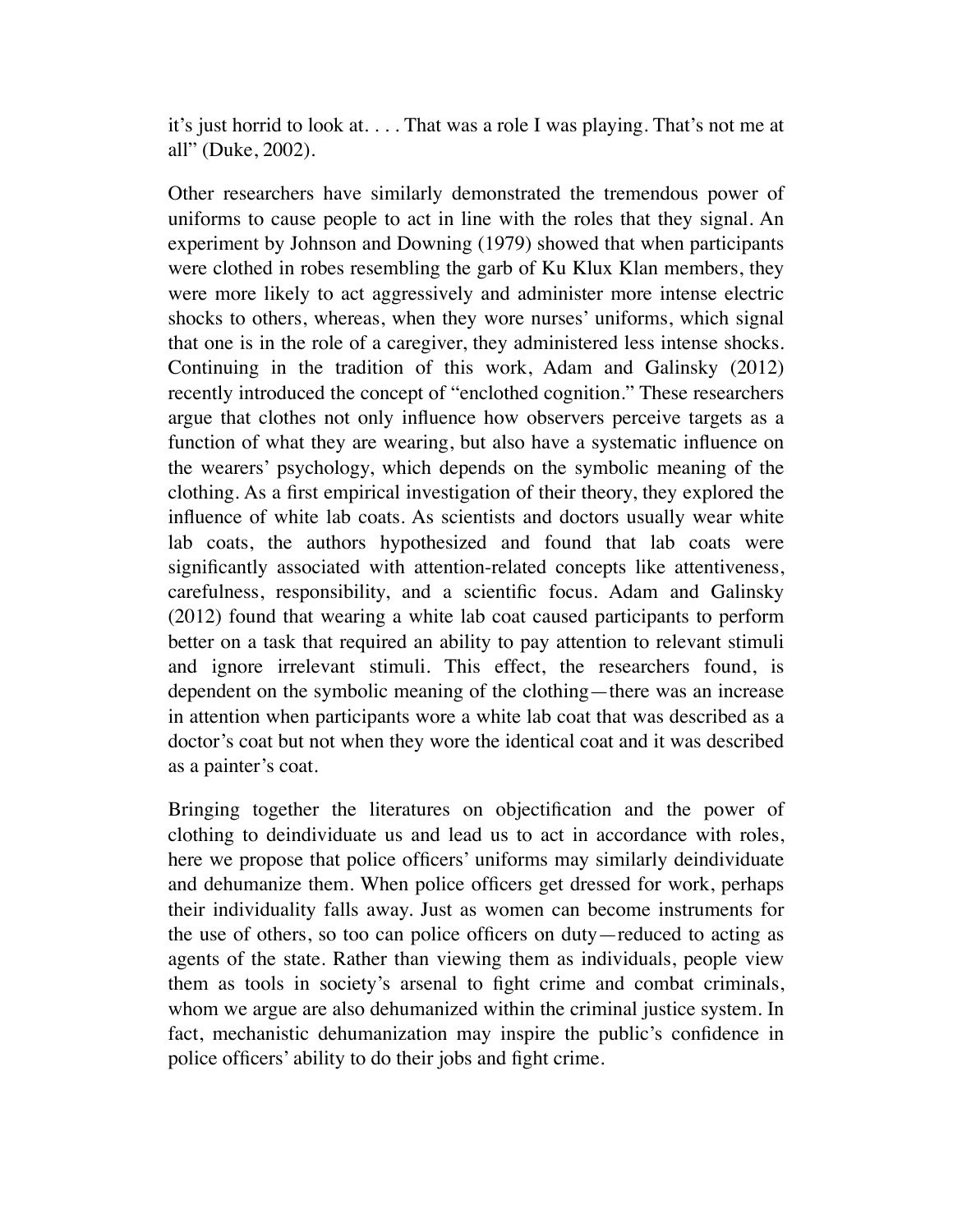it's just horrid to look at. . . . That was a role I was playing. That's not me at all" (Duke, 2002).

Other researchers have similarly demonstrated the tremendous power of uniforms to cause people to act in line with the roles that they signal. An experiment by Johnson and Downing (1979) showed that when participants were clothed in robes resembling the garb of Ku Klux Klan members, they were more likely to act aggressively and administer more intense electric shocks to others, whereas, when they wore nurses' uniforms, which signal that one is in the role of a caregiver, they administered less intense shocks. Continuing in the tradition of this work, Adam and Galinsky (2012) recently introduced the concept of "enclothed cognition." These researchers argue that clothes not only influence how observers perceive targets as a function of what they are wearing, but also have a systematic influence on the wearers' psychology, which depends on the symbolic meaning of the clothing. As a first empirical investigation of their theory, they explored the influence of white lab coats. As scientists and doctors usually wear white lab coats, the authors hypothesized and found that lab coats were significantly associated with attention-related concepts like attentiveness, carefulness, responsibility, and a scientific focus. Adam and Galinsky (2012) found that wearing a white lab coat caused participants to perform better on a task that required an ability to pay attention to relevant stimuli and ignore irrelevant stimuli. This effect, the researchers found, is dependent on the symbolic meaning of the clothing—there was an increase in attention when participants wore a white lab coat that was described as a doctor's coat but not when they wore the identical coat and it was described as a painter's coat.

Bringing together the literatures on objectification and the power of clothing to deindividuate us and lead us to act in accordance with roles, here we propose that police officers' uniforms may similarly deindividuate and dehumanize them. When police officers get dressed for work, perhaps their individuality falls away. Just as women can become instruments for the use of others, so too can police officers on duty—reduced to acting as agents of the state. Rather than viewing them as individuals, people view them as tools in society's arsenal to fight crime and combat criminals, whom we argue are also dehumanized within the criminal justice system. In fact, mechanistic dehumanization may inspire the public's confidence in police officers' ability to do their jobs and fight crime.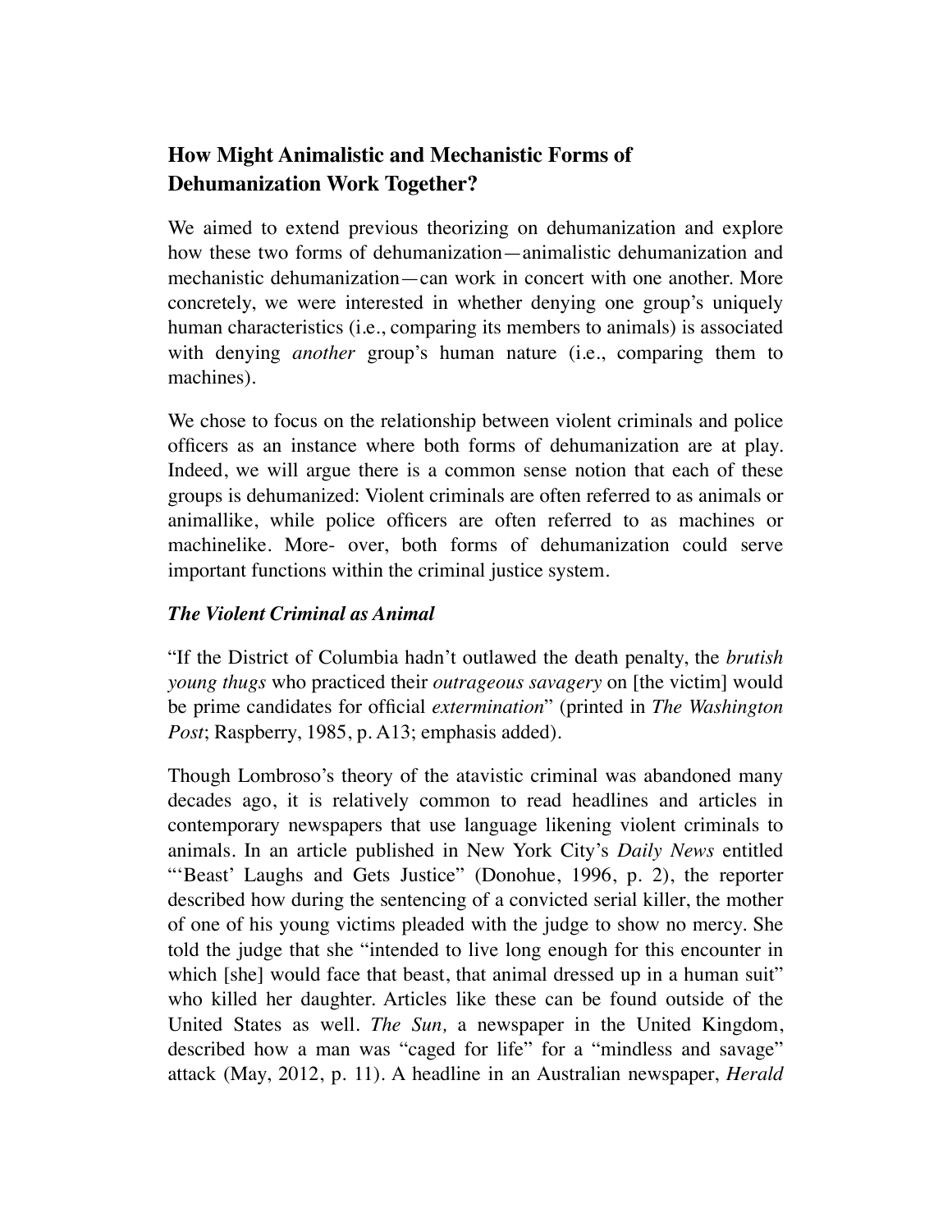## How Might Animalistic and Mechanistic Forms of Dehumanization Work Together?

We aimed to extend previous theorizing on dehumanization and explore how these two forms of dehumanization—animalistic dehumanization and mechanistic dehumanization—can work in concert with one another. More concretely, we were interested in whether denying one group's uniquely human characteristics (i.e., comparing its members to animals) is associated with denying *another* group's human nature (i.e., comparing them to machines).

We chose to focus on the relationship between violent criminals and police officers as an instance where both forms of dehumanization are at play. Indeed, we will argue there is a common sense notion that each of these groups is dehumanized: Violent criminals are often referred to as animals or animallike, while police officers are often referred to as machines or machinelike. More- over, both forms of dehumanization could serve important functions within the criminal justice system.

### *The Violent Criminal as Animal*

"If the District of Columbia hadn't outlawed the death penalty, the *brutish young thugs* who practiced their *outrageous savagery* on [the victim] would be prime candidates for official *extermination*" (printed in *The Washington Post*; Raspberry, 1985, p. A13; emphasis added).

Though Lombroso's theory of the atavistic criminal was abandoned many decades ago, it is relatively common to read headlines and articles in contemporary newspapers that use language likening violent criminals to animals. In an article published in New York City's *Daily News* entitled "'Beast' Laughs and Gets Justice" (Donohue, 1996, p. 2), the reporter described how during the sentencing of a convicted serial killer, the mother of one of his young victims pleaded with the judge to show no mercy. She told the judge that she "intended to live long enough for this encounter in which [she] would face that beast, that animal dressed up in a human suit" who killed her daughter. Articles like these can be found outside of the United States as well. *The Sun,* a newspaper in the United Kingdom, described how a man was "caged for life" for a "mindless and savage" attack (May, 2012, p. 11). A headline in an Australian newspaper, *Herald*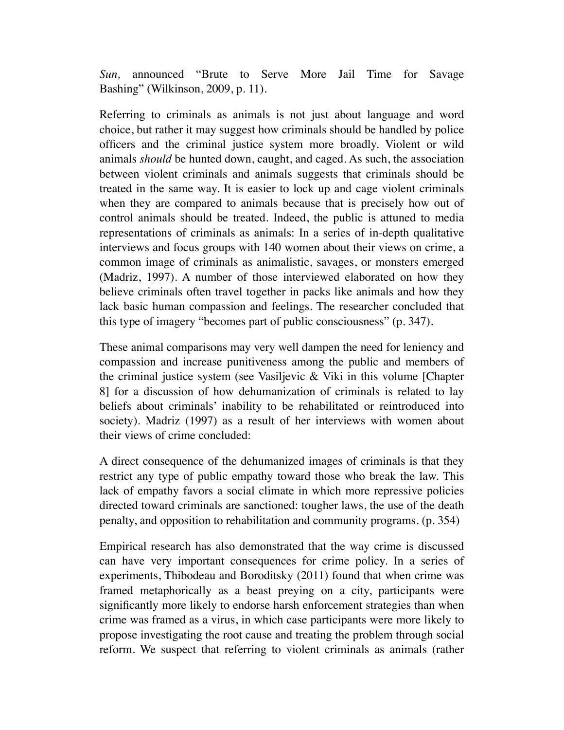*Sun,* announced “Brute to Serve More Jail Time for Savage Bashing” (Wilkinson, 2009, p. 11).

Referring to criminals as animals is not just about language and word choice, but rather it may suggest how criminals should be handled by police officers and the criminal justice system more broadly. Violent or wild animals *should* be hunted down, caught, and caged. As such, the association between violent criminals and animals suggests that criminals should be treated in the same way. It is easier to lock up and cage violent criminals when they are compared to animals because that is precisely how out of control animals should be treated. Indeed, the public is attuned to media representations of criminals as animals: In a series of in-depth qualitative interviews and focus groups with 140 women about their views on crime, a common image of criminals as animalistic, savages, or monsters emerged (Madriz, 1997). A number of those interviewed elaborated on how they believe criminals often travel together in packs like animals and how they lack basic human compassion and feelings. The researcher concluded that this type of imagery “becomes part of public consciousness” (p. 347).

These animal comparisons may very well dampen the need for leniency and compassion and increase punitiveness among the public and members of the criminal justice system (see Vasiljevic & Viki in this volume [Chapter 8] for a discussion of how dehumanization of criminals is related to lay beliefs about criminals’ inability to be rehabilitated or reintroduced into society). Madriz (1997) as a result of her interviews with women about their views of crime concluded:

A direct consequence of the dehumanized images of criminals is that they restrict any type of public empathy toward those who break the law. This lack of empathy favors a social climate in which more repressive policies directed toward criminals are sanctioned: tougher laws, the use of the death penalty, and opposition to rehabilitation and community programs. (p. 354)

Empirical research has also demonstrated that the way crime is discussed can have very important consequences for crime policy. In a series of experiments, Thibodeau and Boroditsky (2011) found that when crime was framed metaphorically as a beast preying on a city, participants were significantly more likely to endorse harsh enforcement strategies than when crime was framed as a virus, in which case participants were more likely to propose investigating the root cause and treating the problem through social reform. We suspect that referring to violent criminals as animals (rather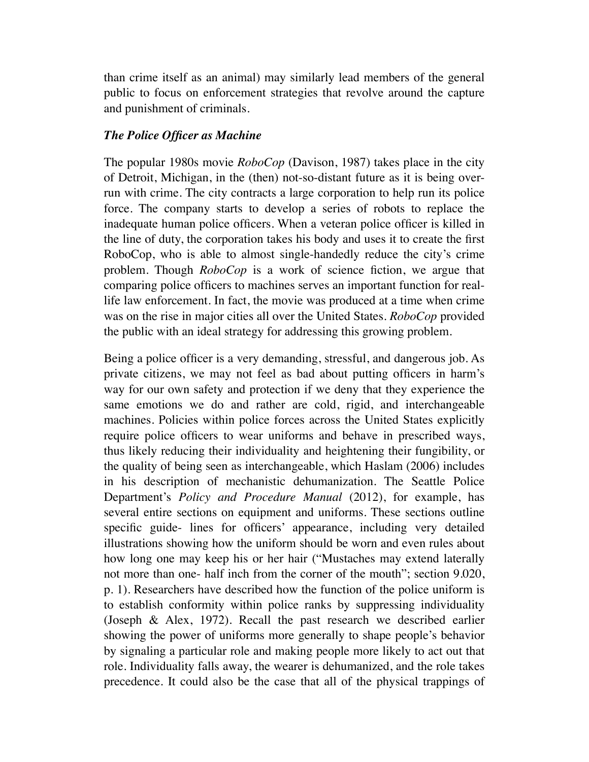than crime itself as an animal) may similarly lead members of the general public to focus on enforcement strategies that revolve around the capture and punishment of criminals.

### *The Police Officer as Machine*

The popular 1980s movie *RoboCop* (Davison, 1987) takes place in the city of Detroit, Michigan, in the (then) not-so-distant future as it is being overrun with crime. The city contracts a large corporation to help run its police force. The company starts to develop a series of robots to replace the inadequate human police officers. When a veteran police officer is killed in the line of duty, the corporation takes his body and uses it to create the first RoboCop, who is able to almost single-handedly reduce the city's crime problem. Though *RoboCop* is a work of science fiction, we argue that comparing police officers to machines serves an important function for real-life law enforcement. In fact, the movie was produced at a time when crime was on the rise in major cities all over the United States. *RoboCop* provided the public with an ideal strategy for addressing this growing problem.

Being a police officer is a very demanding, stressful, and dangerous job. As private citizens, we may not feel as bad about putting officers in harm's way for our own safety and protection if we deny that they experience the same emotions we do and rather are cold, rigid, and interchangeable machines. Policies within police forces across the United States explicitly require police officers to wear uniforms and behave in prescribed ways, thus likely reducing their individuality and heightening their fungibility, or the quality of being seen as interchangeable, which Haslam (2006) includes in his description of mechanistic dehumanization. The Seattle Police Department's *Policy and Procedure Manual* (2012), for example, has several entire sections on equipment and uniforms. These sections outline specific guide- lines for officers' appearance, including very detailed illustrations showing how the uniform should be worn and even rules about how long one may keep his or her hair ("Mustaches may extend laterally not more than one- half inch from the corner of the mouth"; section 9.020, p. 1). Researchers have described how the function of the police uniform is to establish conformity within police ranks by suppressing individuality (Joseph & Alex, 1972). Recall the past research we described earlier showing the power of uniforms more generally to shape people's behavior by signaling a particular role and making people more likely to act out that role. Individuality falls away, the wearer is dehumanized, and the role takes precedence. It could also be the case that all of the physical trappings of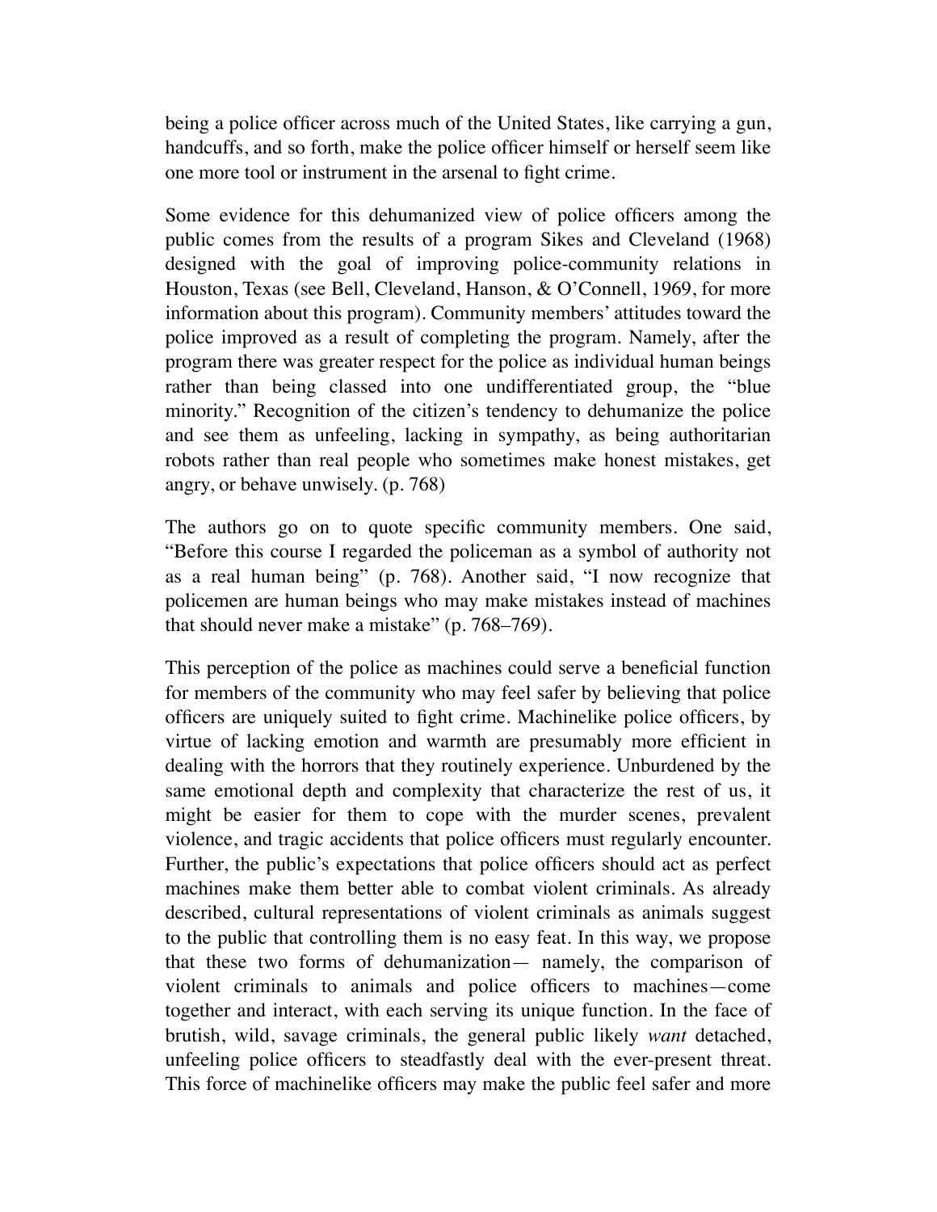being a police officer across much of the United States, like carrying a gun, handcuffs, and so forth, make the police officer himself or herself seem like one more tool or instrument in the arsenal to fight crime.

Some evidence for this dehumanized view of police officers among the public comes from the results of a program Sikes and Cleveland (1968) designed with the goal of improving police-community relations in Houston, Texas (see Bell, Cleveland, Hanson, & O'Connell, 1969, for more information about this program). Community members' attitudes toward the police improved as a result of completing the program. Namely, after the program there was greater respect for the police as individual human beings rather than being classed into one undifferentiated group, the "blue minority." Recognition of the citizen's tendency to dehumanize the police and see them as unfeeling, lacking in sympathy, as being authoritarian robots rather than real people who sometimes make honest mistakes, get angry, or behave unwisely. (p. 768)

The authors go on to quote specific community members. One said, "Before this course I regarded the policeman as a symbol of authority not as a real human being" (p. 768). Another said, "I now recognize that policemen are human beings who may make mistakes instead of machines that should never make a mistake" (p. 768–769).

This perception of the police as machines could serve a beneficial function for members of the community who may feel safer by believing that police officers are uniquely suited to fight crime. Machinelike police officers, by virtue of lacking emotion and warmth are presumably more efficient in dealing with the horrors that they routinely experience. Unburdened by the same emotional depth and complexity that characterize the rest of us, it might be easier for them to cope with the murder scenes, prevalent violence, and tragic accidents that police officers must regularly encounter. Further, the public's expectations that police officers should act as perfect machines make them better able to combat violent criminals. As already described, cultural representations of violent criminals as animals suggest to the public that controlling them is no easy feat. In this way, we propose that these two forms of dehumanization— namely, the comparison of violent criminals to animals and police officers to machines—come together and interact, with each serving its unique function. In the face of brutish, wild, savage criminals, the general public likely *want* detached, unfeeling police officers to steadfastly deal with the ever-present threat. This force of machinelike officers may make the public feel safer and more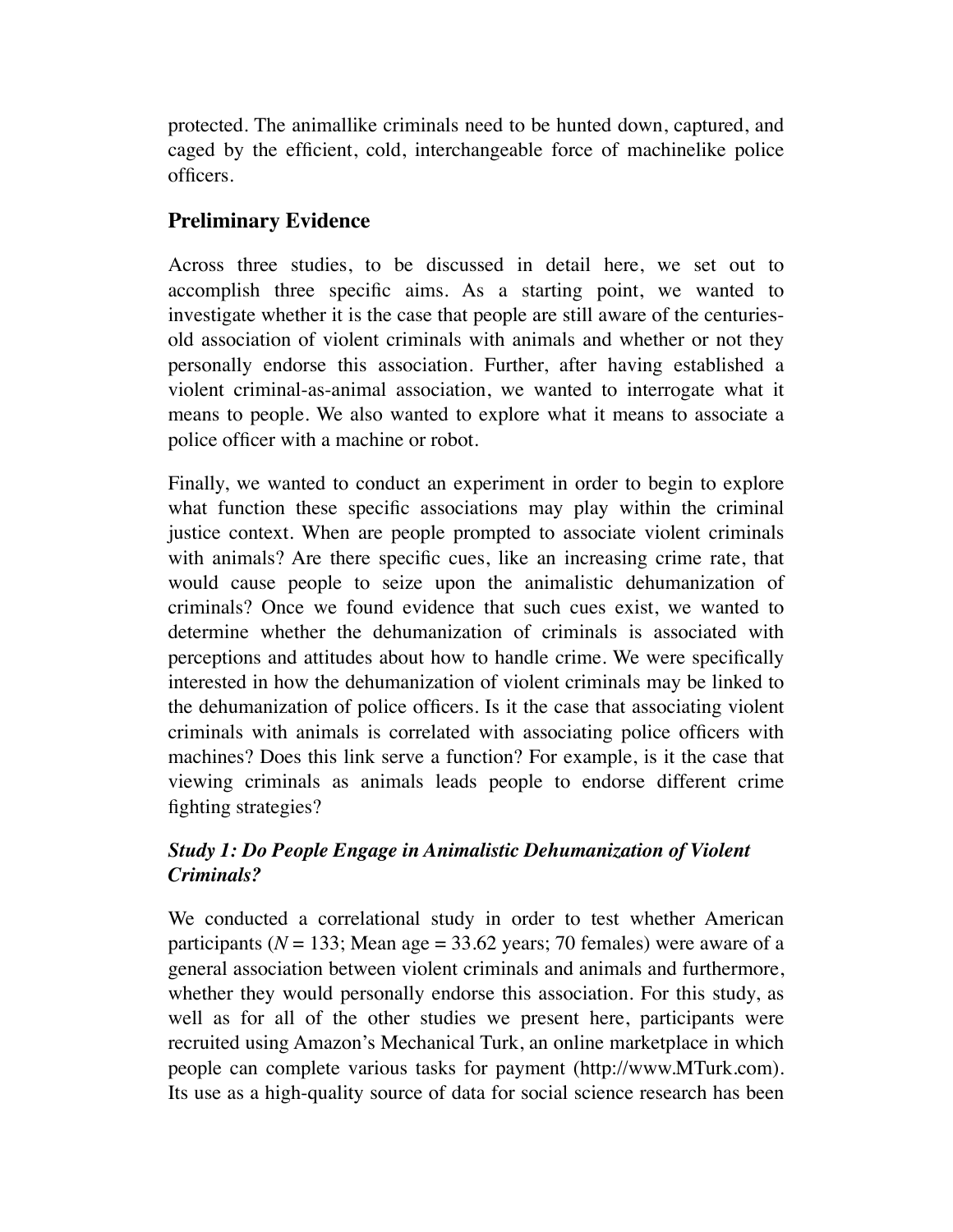protected. The animallike criminals need to be hunted down, captured, and caged by the efficient, cold, interchangeable force of machinelike police officers.

## Preliminary Evidence

Across three studies, to be discussed in detail here, we set out to accomplish three specific aims. As a starting point, we wanted to investigate whether it is the case that people are still aware of the centuries-old association of violent criminals with animals and whether or not they personally endorse this association. Further, after having established a violent criminal-as-animal association, we wanted to interrogate what it means to people. We also wanted to explore what it means to associate a police officer with a machine or robot.

Finally, we wanted to conduct an experiment in order to begin to explore what function these specific associations may play within the criminal justice context. When are people prompted to associate violent criminals with animals? Are there specific cues, like an increasing crime rate, that would cause people to seize upon the animalistic dehumanization of criminals? Once we found evidence that such cues exist, we wanted to determine whether the dehumanization of criminals is associated with perceptions and attitudes about how to handle crime. We were specifically interested in how the dehumanization of violent criminals may be linked to the dehumanization of police officers. Is it the case that associating violent criminals with animals is correlated with associating police officers with machines? Does this link serve a function? For example, is it the case that viewing criminals as animals leads people to endorse different crime fighting strategies?

### *Study 1: Do People Engage in Animalistic Dehumanization of Violent Criminals?*

We conducted a correlational study in order to test whether American participants ($N$ = 133; Mean age = 33.62 years; 70 females) were aware of a general association between violent criminals and animals and furthermore, whether they would personally endorse this association. For this study, as well as for all of the other studies we present here, participants were recruited using Amazon's Mechanical Turk, an online marketplace in which people can complete various tasks for payment (http://www.MTurk.com). Its use as a high-quality source of data for social science research has been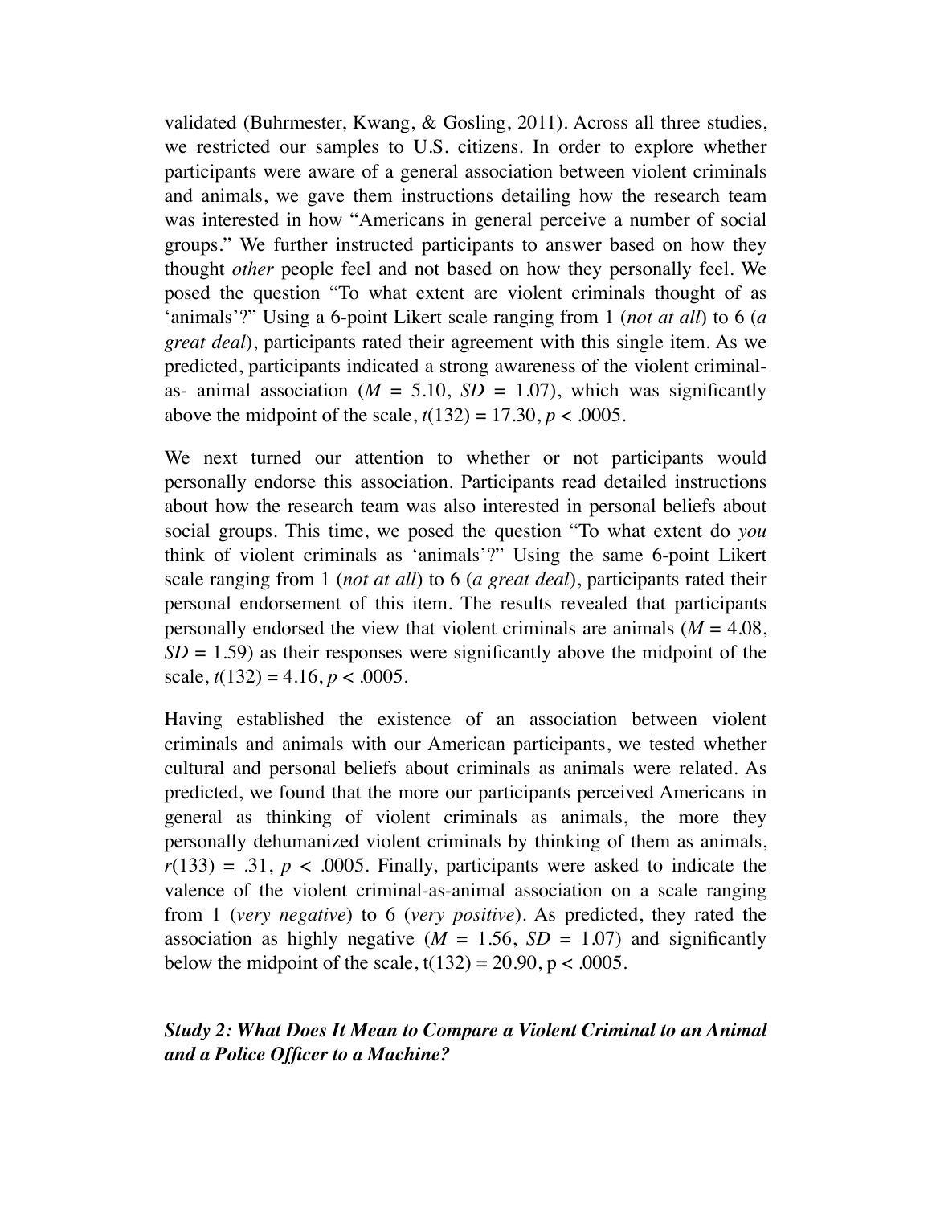validated (Buhrmester, Kwang, & Gosling, 2011). Across all three studies, we restricted our samples to U.S. citizens. In order to explore whether participants were aware of a general association between violent criminals and animals, we gave them instructions detailing how the research team was interested in how "Americans in general perceive a number of social groups." We further instructed participants to answer based on how they thought *other* people feel and not based on how they personally feel. We posed the question "To what extent are violent criminals thought of as 'animals'?" Using a 6-point Likert scale ranging from 1 (*not at all*) to 6 (*a great deal*), participants rated their agreement with this single item. As we predicted, participants indicated a strong awareness of the violent criminal-as- animal association ($M$ = 5.10, $SD$ = 1.07), which was significantly above the midpoint of the scale, $t(132) = 17.30$, $p < .0005$.

We next turned our attention to whether or not participants would personally endorse this association. Participants read detailed instructions about how the research team was also interested in personal beliefs about social groups. This time, we posed the question "To what extent do *you* think of violent criminals as 'animals'?" Using the same 6-point Likert scale ranging from 1 (*not at all*) to 6 (*a great deal*), participants rated their personal endorsement of this item. The results revealed that participants personally endorsed the view that violent criminals are animals ($M$ = 4.08, $SD$ = 1.59) as their responses were significantly above the midpoint of the scale, $t(132) = 4.16$, $p < .0005$.

Having established the existence of an association between violent criminals and animals with our American participants, we tested whether cultural and personal beliefs about criminals as animals were related. As predicted, we found that the more our participants perceived Americans in general as thinking of violent criminals as animals, the more they personally dehumanized violent criminals by thinking of them as animals, $r(133) = .31$, $p < .0005$. Finally, participants were asked to indicate the valence of the violent criminal-as-animal association on a scale ranging from 1 (*very negative*) to 6 (*very positive*). As predicted, they rated the association as highly negative ($M$ = 1.56, $SD$ = 1.07) and significantly below the midpoint of the scale, $t(132) = 20.90$, $p < .0005$.

### *Study 2: What Does It Mean to Compare a Violent Criminal to an Animal and a Police Officer to a Machine?*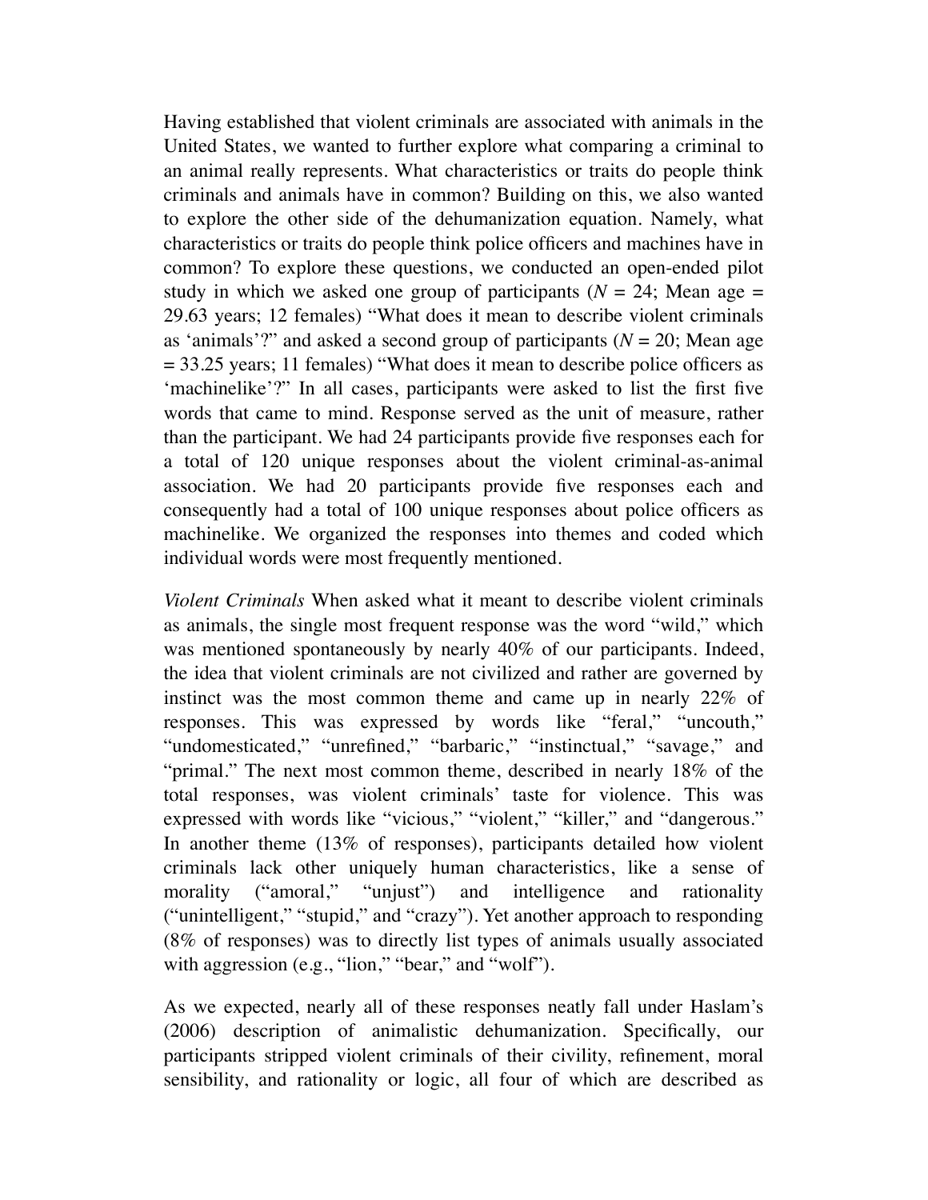Having established that violent criminals are associated with animals in the United States, we wanted to further explore what comparing a criminal to an animal really represents. What characteristics or traits do people think criminals and animals have in common? Building on this, we also wanted to explore the other side of the dehumanization equation. Namely, what characteristics or traits do people think police officers and machines have in common? To explore these questions, we conducted an open-ended pilot study in which we asked one group of participants ($N$ = 24; Mean age = 29.63 years; 12 females) "What does it mean to describe violent criminals as 'animals'?" and asked a second group of participants ($N$ = 20; Mean age = 33.25 years; 11 females) "What does it mean to describe police officers as 'machinelike'?" In all cases, participants were asked to list the first five words that came to mind. Response served as the unit of measure, rather than the participant. We had 24 participants provide five responses each for a total of 120 unique responses about the violent criminal-as-animal association. We had 20 participants provide five responses each and consequently had a total of 100 unique responses about police officers as machinelike. We organized the responses into themes and coded which individual words were most frequently mentioned.

*Violent Criminals* When asked what it meant to describe violent criminals as animals, the single most frequent response was the word "wild," which was mentioned spontaneously by nearly 40% of our participants. Indeed, the idea that violent criminals are not civilized and rather are governed by instinct was the most common theme and came up in nearly 22% of responses. This was expressed by words like "feral," "uncouth," "undomesticated," "unrefined," "barbaric," "instinctual," "savage," and "primal." The next most common theme, described in nearly 18% of the total responses, was violent criminals' taste for violence. This was expressed with words like "vicious," "violent," "killer," and "dangerous." In another theme (13% of responses), participants detailed how violent criminals lack other uniquely human characteristics, like a sense of morality ("amoral," "unjust") and intelligence and rationality ("unintelligent," "stupid," and "crazy"). Yet another approach to responding (8% of responses) was to directly list types of animals usually associated with aggression (e.g., "lion," "bear," and "wolf").

As we expected, nearly all of these responses neatly fall under Haslam's (2006) description of animalistic dehumanization. Specifically, our participants stripped violent criminals of their civility, refinement, moral sensibility, and rationality or logic, all four of which are described as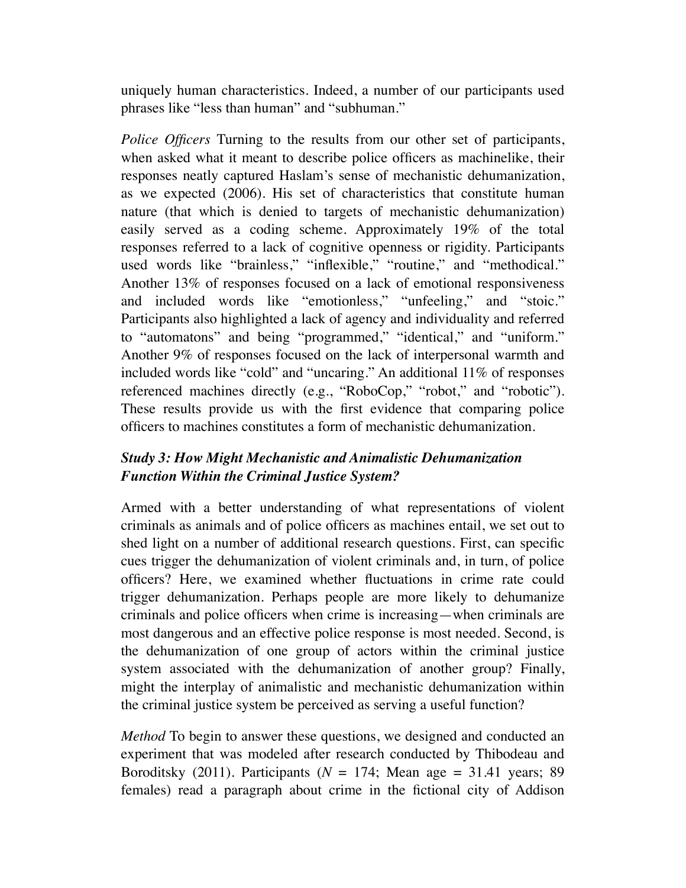uniquely human characteristics. Indeed, a number of our participants used phrases like “less than human” and “subhuman.”

*Police Officers* Turning to the results from our other set of participants, when asked what it meant to describe police officers as machinelike, their responses neatly captured Haslam’s sense of mechanistic dehumanization, as we expected (2006). His set of characteristics that constitute human nature (that which is denied to targets of mechanistic dehumanization) easily served as a coding scheme. Approximately 19% of the total responses referred to a lack of cognitive openness or rigidity. Participants used words like “brainless,” “inflexible,” “routine,” and “methodical.” Another 13% of responses focused on a lack of emotional responsiveness and included words like “emotionless,” “unfeeling,” and “stoic.” Participants also highlighted a lack of agency and individuality and referred to “automatons” and being “programmed,” “identical,” and “uniform.” Another 9% of responses focused on the lack of interpersonal warmth and included words like “cold” and “uncaring.” An additional 11% of responses referenced machines directly (e.g., “RoboCop,” “robot,” and “robotic”). These results provide us with the first evidence that comparing police officers to machines constitutes a form of mechanistic dehumanization.

### *Study 3: How Might Mechanistic and Animalistic Dehumanization Function Within the Criminal Justice System?*

Armed with a better understanding of what representations of violent criminals as animals and of police officers as machines entail, we set out to shed light on a number of additional research questions. First, can specific cues trigger the dehumanization of violent criminals and, in turn, of police officers? Here, we examined whether fluctuations in crime rate could trigger dehumanization. Perhaps people are more likely to dehumanize criminals and police officers when crime is increasing—when criminals are most dangerous and an effective police response is most needed. Second, is the dehumanization of one group of actors within the criminal justice system associated with the dehumanization of another group? Finally, might the interplay of animalistic and mechanistic dehumanization within the criminal justice system be perceived as serving a useful function?

*Method* To begin to answer these questions, we designed and conducted an experiment that was modeled after research conducted by Thibodeau and Boroditsky (2011). Participants ($N$ = 174; Mean age = 31.41 years; 89 females) read a paragraph about crime in the fictional city of Addison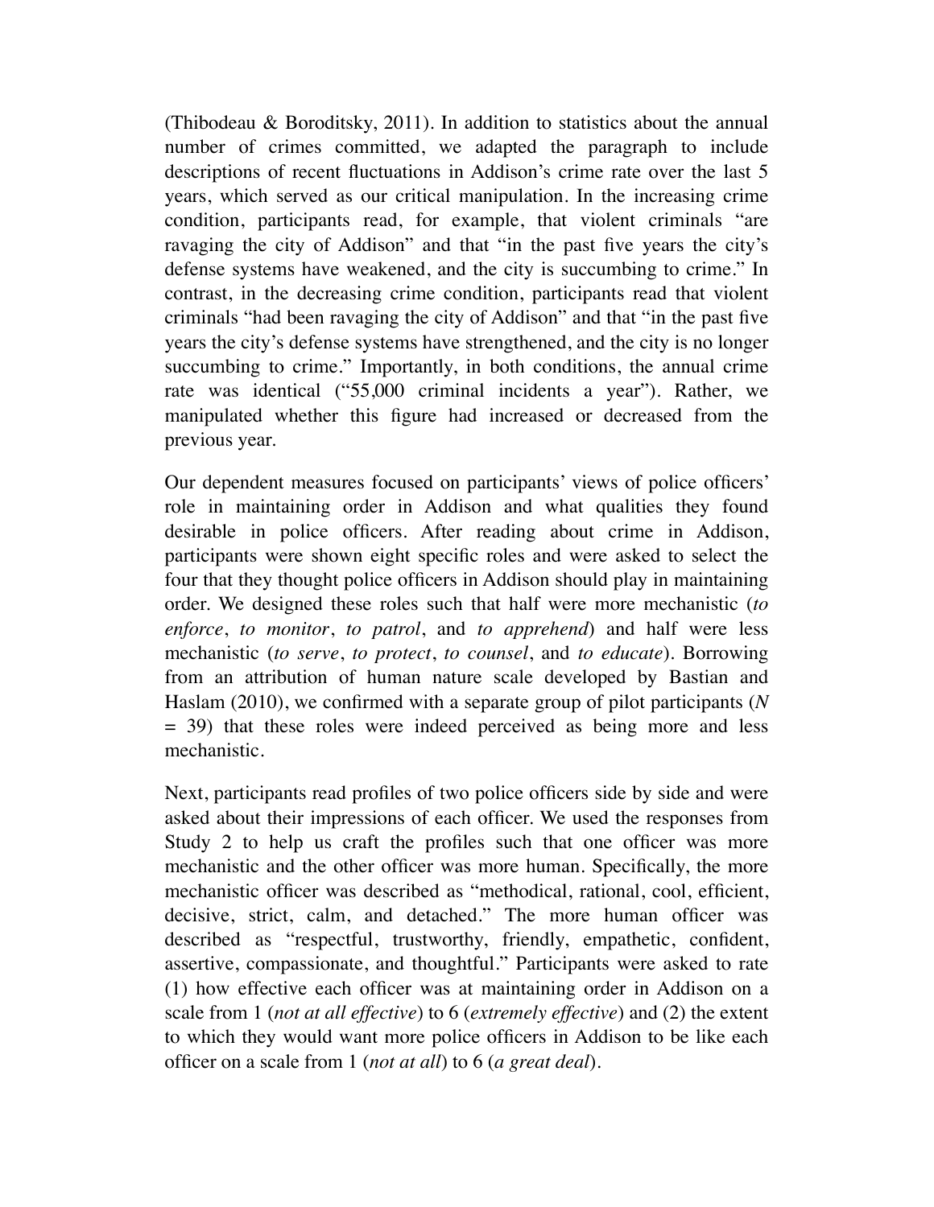(Thibodeau & Boroditsky, 2011). In addition to statistics about the annual number of crimes committed, we adapted the paragraph to include descriptions of recent fluctuations in Addison's crime rate over the last 5 years, which served as our critical manipulation. In the increasing crime condition, participants read, for example, that violent criminals "are ravaging the city of Addison" and that "in the past five years the city's defense systems have weakened, and the city is succumbing to crime." In contrast, in the decreasing crime condition, participants read that violent criminals "had been ravaging the city of Addison" and that "in the past five years the city's defense systems have strengthened, and the city is no longer succumbing to crime." Importantly, in both conditions, the annual crime rate was identical ("55,000 criminal incidents a year"). Rather, we manipulated whether this figure had increased or decreased from the previous year.

Our dependent measures focused on participants' views of police officers' role in maintaining order in Addison and what qualities they found desirable in police officers. After reading about crime in Addison, participants were shown eight specific roles and were asked to select the four that they thought police officers in Addison should play in maintaining order. We designed these roles such that half were more mechanistic (*to enforce*, *to monitor*, *to patrol*, and *to apprehend*) and half were less mechanistic (*to serve*, *to protect*, *to counsel*, and *to educate*). Borrowing from an attribution of human nature scale developed by Bastian and Haslam (2010), we confirmed with a separate group of pilot participants ($N$ = 39) that these roles were indeed perceived as being more and less mechanistic.

Next, participants read profiles of two police officers side by side and were asked about their impressions of each officer. We used the responses from Study 2 to help us craft the profiles such that one officer was more mechanistic and the other officer was more human. Specifically, the more mechanistic officer was described as "methodical, rational, cool, efficient, decisive, strict, calm, and detached." The more human officer was described as "respectful, trustworthy, friendly, empathetic, confident, assertive, compassionate, and thoughtful." Participants were asked to rate (1) how effective each officer was at maintaining order in Addison on a scale from 1 (*not at all effective*) to 6 (*extremely effective*) and (2) the extent to which they would want more police officers in Addison to be like each officer on a scale from 1 (*not at all*) to 6 (*a great deal*).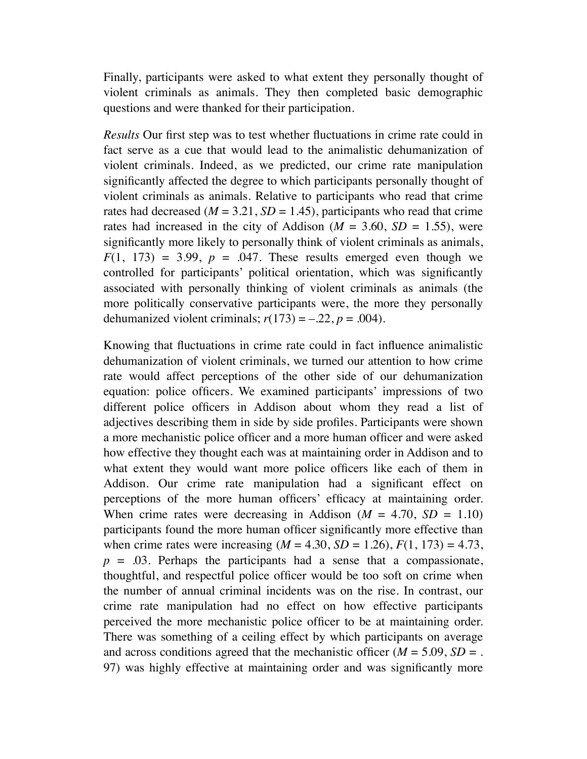Finally, participants were asked to what extent they personally thought of violent criminals as animals. They then completed basic demographic questions and were thanked for their participation.

*Results* Our first step was to test whether fluctuations in crime rate could in fact serve as a cue that would lead to the animalistic dehumanization of violent criminals. Indeed, as we predicted, our crime rate manipulation significantly affected the degree to which participants personally thought of violent criminals as animals. Relative to participants who read that crime rates had decreased ($M = 3.21$, $SD = 1.45$), participants who read that crime rates had increased in the city of Addison ($M = 3.60$, $SD = 1.55$), were significantly more likely to personally think of violent criminals as animals, $F(1, 173) = 3.99$, $p = .047$. These results emerged even though we controlled for participants' political orientation, which was significantly associated with personally thinking of violent criminals as animals (the more politically conservative participants were, the more they personally dehumanized violent criminals; $r(173) = -.22$, $p = .004$).

Knowing that fluctuations in crime rate could in fact influence animalistic dehumanization of violent criminals, we turned our attention to how crime rate would affect perceptions of the other side of our dehumanization equation: police officers. We examined participants' impressions of two different police officers in Addison about whom they read a list of adjectives describing them in side by side profiles. Participants were shown a more mechanistic police officer and a more human officer and were asked how effective they thought each was at maintaining order in Addison and to what extent they would want more police officers like each of them in Addison. Our crime rate manipulation had a significant effect on perceptions of the more human officers' efficacy at maintaining order. When crime rates were decreasing in Addison ($M = 4.70$, $SD = 1.10$) participants found the more human officer significantly more effective than when crime rates were increasing ($M = 4.30$, $SD = 1.26$), $F(1, 173) = 4.73$, $p = .03$. Perhaps the participants had a sense that a compassionate, thoughtful, and respectful police officer would be too soft on crime when the number of annual criminal incidents was on the rise. In contrast, our crime rate manipulation had no effect on how effective participants perceived the more mechanistic police officer to be at maintaining order. There was something of a ceiling effect by which participants on average and across conditions agreed that the mechanistic officer ($M = 5.09$, $SD = .97$) was highly effective at maintaining order and was significantly more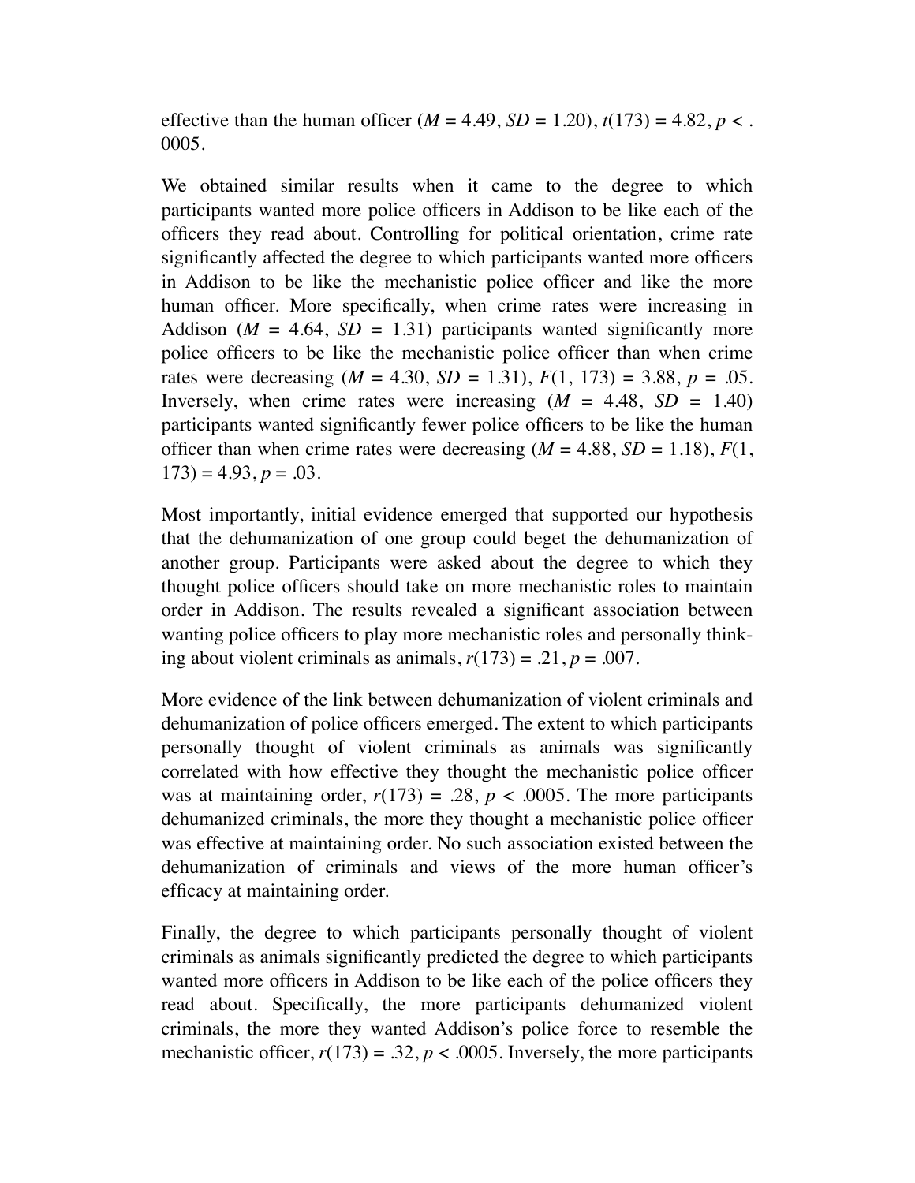effective than the human officer ($M = 4.49$, $SD = 1.20$), $t(173) = 4.82$, $p < .0005$.

We obtained similar results when it came to the degree to which participants wanted more police officers in Addison to be like each of the officers they read about. Controlling for political orientation, crime rate significantly affected the degree to which participants wanted more officers in Addison to be like the mechanistic police officer and like the more human officer. More specifically, when crime rates were increasing in Addison ($M = 4.64$, $SD = 1.31$) participants wanted significantly more police officers to be like the mechanistic police officer than when crime rates were decreasing ($M = 4.30$, $SD = 1.31$), $F(1, 173) = 3.88$, $p = .05$. Inversely, when crime rates were increasing ($M = 4.48$, $SD = 1.40$) participants wanted significantly fewer police officers to be like the human officer than when crime rates were decreasing ($M = 4.88$, $SD = 1.18$), $F(1, 173) = 4.93$, $p = .03$.

Most importantly, initial evidence emerged that supported our hypothesis that the dehumanization of one group could beget the dehumanization of another group. Participants were asked about the degree to which they thought police officers should take on more mechanistic roles to maintain order in Addison. The results revealed a significant association between wanting police officers to play more mechanistic roles and personally thinking about violent criminals as animals, $r(173) = .21$, $p = .007$.

More evidence of the link between dehumanization of violent criminals and dehumanization of police officers emerged. The extent to which participants personally thought of violent criminals as animals was significantly correlated with how effective they thought the mechanistic police officer was at maintaining order, $r(173) = .28$, $p < .0005$. The more participants dehumanized criminals, the more they thought a mechanistic police officer was effective at maintaining order. No such association existed between the dehumanization of criminals and views of the more human officer's efficacy at maintaining order.

Finally, the degree to which participants personally thought of violent criminals as animals significantly predicted the degree to which participants wanted more officers in Addison to be like each of the police officers they read about. Specifically, the more participants dehumanized violent criminals, the more they wanted Addison's police force to resemble the mechanistic officer, $r(173) = .32$, $p < .0005$. Inversely, the more participants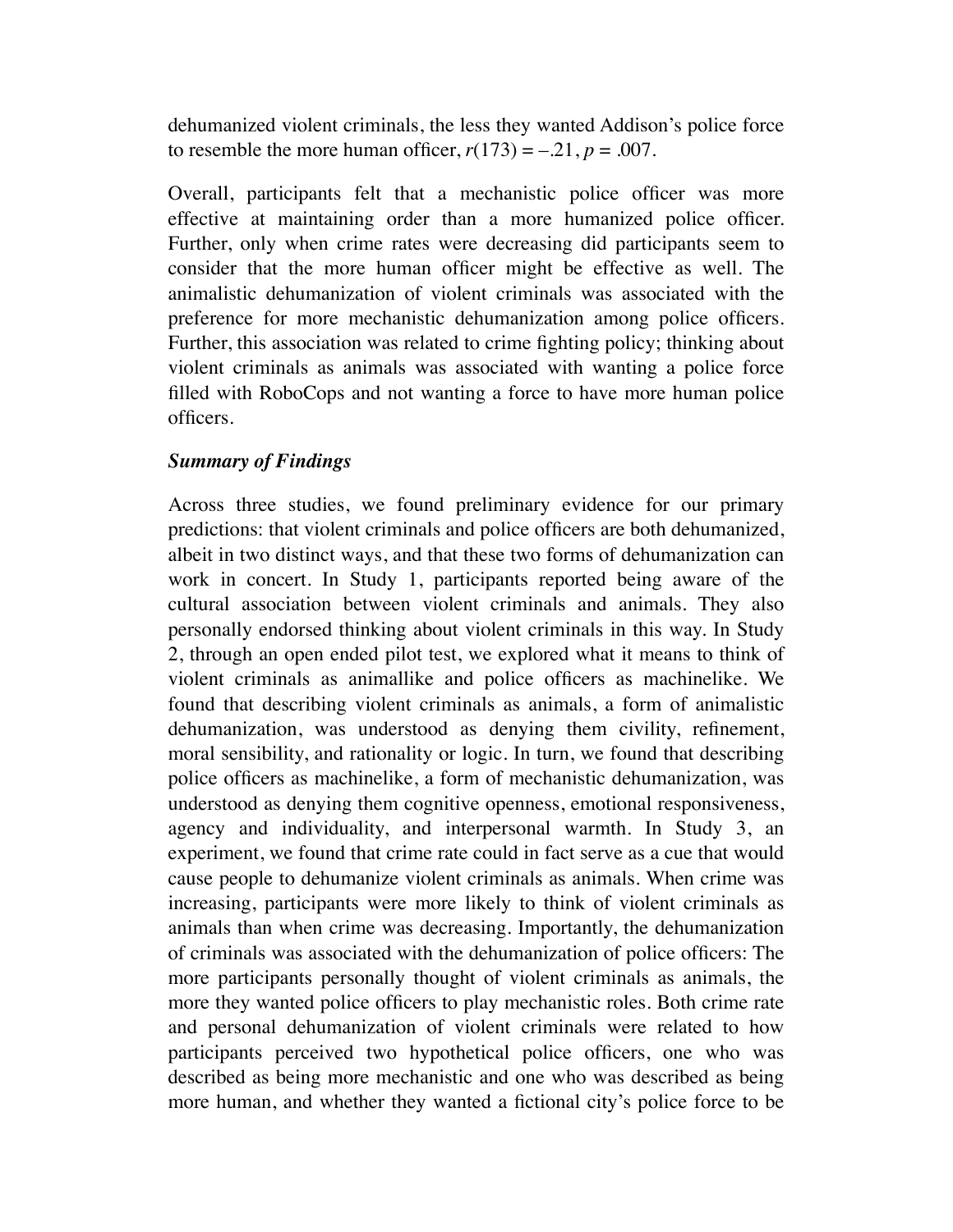dehumanized violent criminals, the less they wanted Addison's police force to resemble the more human officer, $r(173) = -.21$, $p = .007$.

Overall, participants felt that a mechanistic police officer was more effective at maintaining order than a more humanized police officer. Further, only when crime rates were decreasing did participants seem to consider that the more human officer might be effective as well. The animalistic dehumanization of violent criminals was associated with the preference for more mechanistic dehumanization among police officers. Further, this association was related to crime fighting policy; thinking about violent criminals as animals was associated with wanting a police force filled with RoboCops and not wanting a force to have more human police officers.

### *Summary of Findings*

Across three studies, we found preliminary evidence for our primary predictions: that violent criminals and police officers are both dehumanized, albeit in two distinct ways, and that these two forms of dehumanization can work in concert. In Study 1, participants reported being aware of the cultural association between violent criminals and animals. They also personally endorsed thinking about violent criminals in this way. In Study 2, through an open ended pilot test, we explored what it means to think of violent criminals as animallike and police officers as machinelike. We found that describing violent criminals as animals, a form of animalistic dehumanization, was understood as denying them civility, refinement, moral sensibility, and rationality or logic. In turn, we found that describing police officers as machinelike, a form of mechanistic dehumanization, was understood as denying them cognitive openness, emotional responsiveness, agency and individuality, and interpersonal warmth. In Study 3, an experiment, we found that crime rate could in fact serve as a cue that would cause people to dehumanize violent criminals as animals. When crime was increasing, participants were more likely to think of violent criminals as animals than when crime was decreasing. Importantly, the dehumanization of criminals was associated with the dehumanization of police officers: The more participants personally thought of violent criminals as animals, the more they wanted police officers to play mechanistic roles. Both crime rate and personal dehumanization of violent criminals were related to how participants perceived two hypothetical police officers, one who was described as being more mechanistic and one who was described as being more human, and whether they wanted a fictional city's police force to be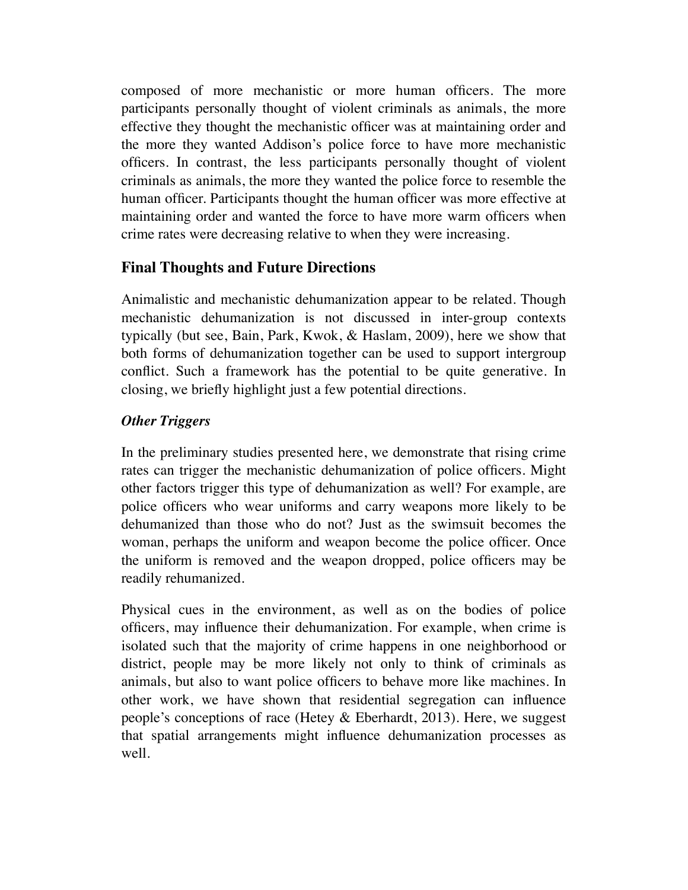composed of more mechanistic or more human officers. The more participants personally thought of violent criminals as animals, the more effective they thought the mechanistic officer was at maintaining order and the more they wanted Addison's police force to have more mechanistic officers. In contrast, the less participants personally thought of violent criminals as animals, the more they wanted the police force to resemble the human officer. Participants thought the human officer was more effective at maintaining order and wanted the force to have more warm officers when crime rates were decreasing relative to when they were increasing.

## Final Thoughts and Future Directions

Animalistic and mechanistic dehumanization appear to be related. Though mechanistic dehumanization is not discussed in inter-group contexts typically (but see, Bain, Park, Kwok, & Haslam, 2009), here we show that both forms of dehumanization together can be used to support intergroup conflict. Such a framework has the potential to be quite generative. In closing, we briefly highlight just a few potential directions.

### *Other Triggers*

In the preliminary studies presented here, we demonstrate that rising crime rates can trigger the mechanistic dehumanization of police officers. Might other factors trigger this type of dehumanization as well? For example, are police officers who wear uniforms and carry weapons more likely to be dehumanized than those who do not? Just as the swimsuit becomes the woman, perhaps the uniform and weapon become the police officer. Once the uniform is removed and the weapon dropped, police officers may be readily rehumanized.

Physical cues in the environment, as well as on the bodies of police officers, may influence their dehumanization. For example, when crime is isolated such that the majority of crime happens in one neighborhood or district, people may be more likely not only to think of criminals as animals, but also to want police officers to behave more like machines. In other work, we have shown that residential segregation can influence people's conceptions of race (Hetey & Eberhardt, 2013). Here, we suggest that spatial arrangements might influence dehumanization processes as well.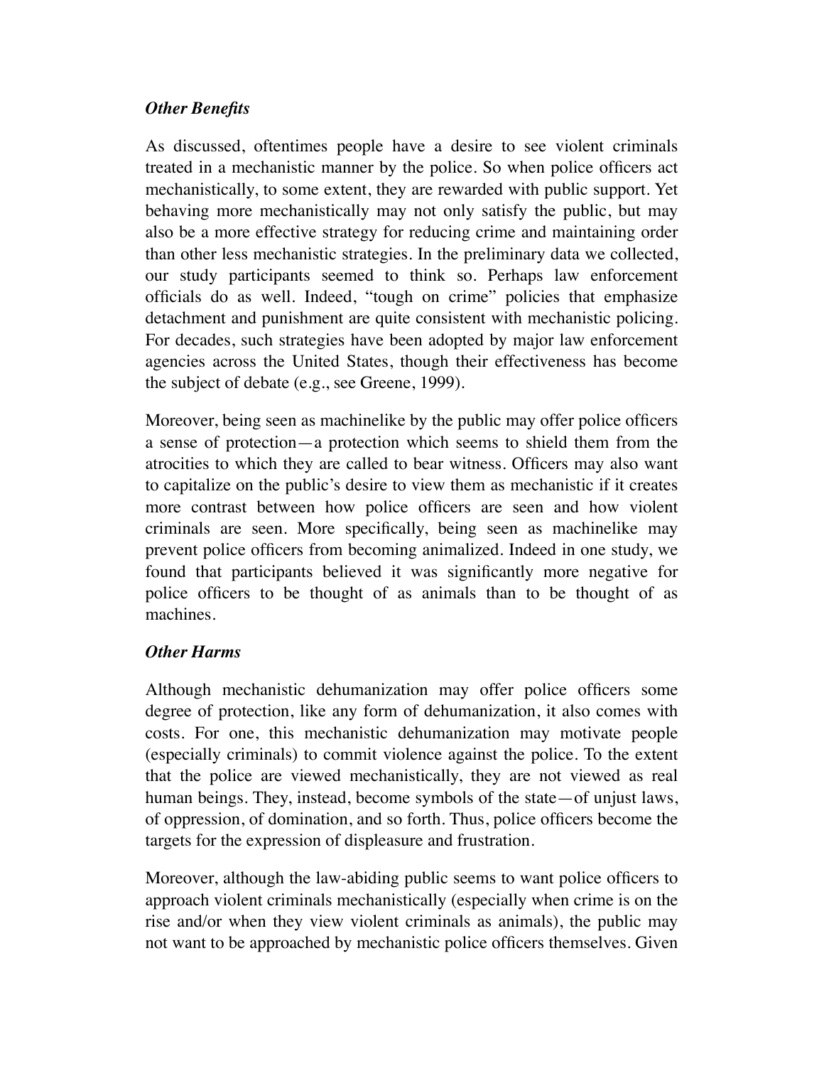### *Other Benefits*

As discussed, oftentimes people have a desire to see violent criminals treated in a mechanistic manner by the police. So when police officers act mechanistically, to some extent, they are rewarded with public support. Yet behaving more mechanistically may not only satisfy the public, but may also be a more effective strategy for reducing crime and maintaining order than other less mechanistic strategies. In the preliminary data we collected, our study participants seemed to think so. Perhaps law enforcement officials do as well. Indeed, "tough on crime" policies that emphasize detachment and punishment are quite consistent with mechanistic policing. For decades, such strategies have been adopted by major law enforcement agencies across the United States, though their effectiveness has become the subject of debate (e.g., see Greene, 1999).

Moreover, being seen as machinelike by the public may offer police officers a sense of protection—a protection which seems to shield them from the atrocities to which they are called to bear witness. Officers may also want to capitalize on the public's desire to view them as mechanistic if it creates more contrast between how police officers are seen and how violent criminals are seen. More specifically, being seen as machinelike may prevent police officers from becoming animalized. Indeed in one study, we found that participants believed it was significantly more negative for police officers to be thought of as animals than to be thought of as machines.

### *Other Harms*

Although mechanistic dehumanization may offer police officers some degree of protection, like any form of dehumanization, it also comes with costs. For one, this mechanistic dehumanization may motivate people (especially criminals) to commit violence against the police. To the extent that the police are viewed mechanistically, they are not viewed as real human beings. They, instead, become symbols of the state—of unjust laws, of oppression, of domination, and so forth. Thus, police officers become the targets for the expression of displeasure and frustration.

Moreover, although the law-abiding public seems to want police officers to approach violent criminals mechanistically (especially when crime is on the rise and/or when they view violent criminals as animals), the public may not want to be approached by mechanistic police officers themselves. Given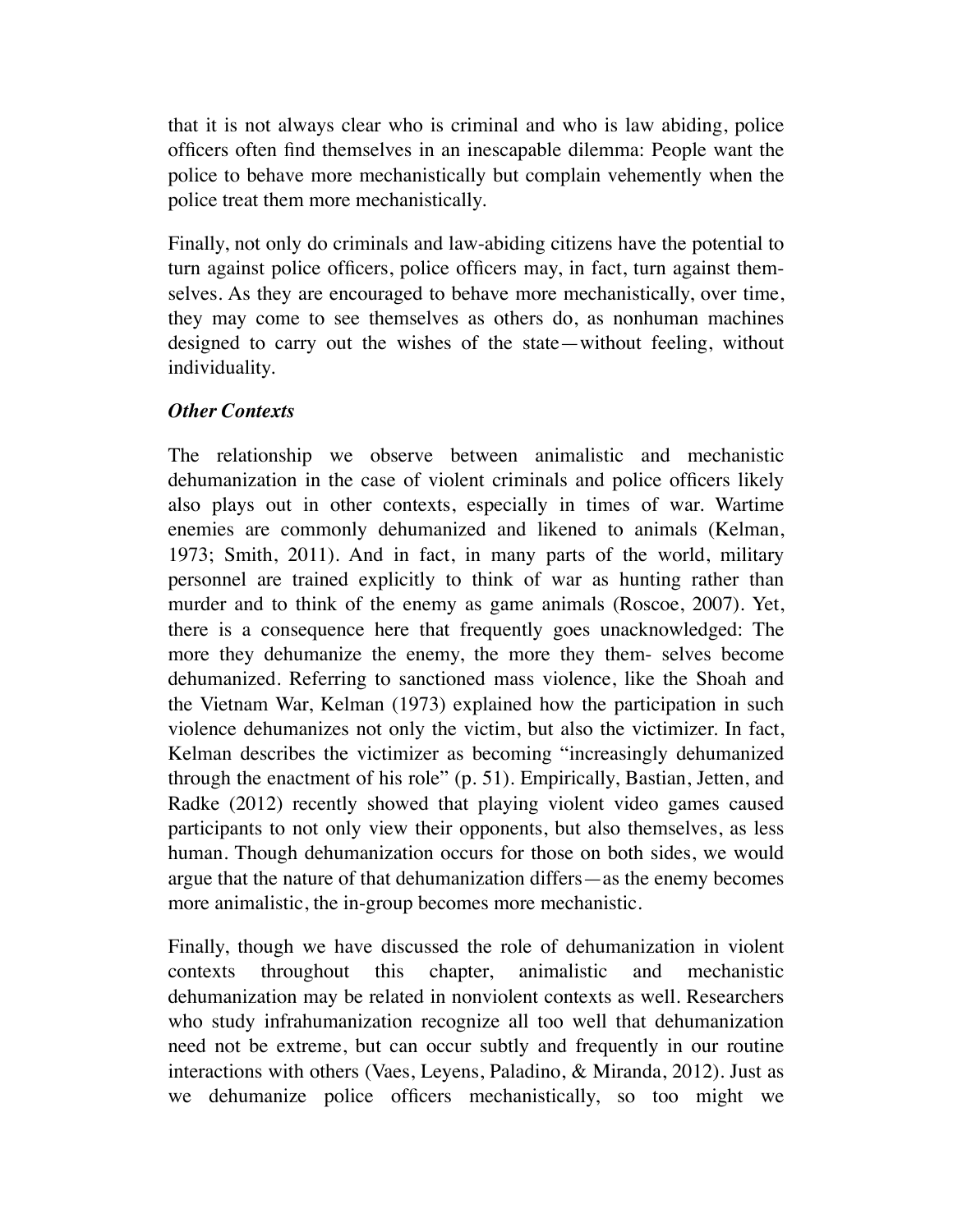that it is not always clear who is criminal and who is law abiding, police officers often find themselves in an inescapable dilemma: People want the police to behave more mechanistically but complain vehemently when the police treat them more mechanistically.

Finally, not only do criminals and law-abiding citizens have the potential to turn against police officers, police officers may, in fact, turn against themselves. As they are encouraged to behave more mechanistically, over time, they may come to see themselves as others do, as nonhuman machines designed to carry out the wishes of the state—without feeling, without individuality.

### *Other Contexts*

The relationship we observe between animalistic and mechanistic dehumanization in the case of violent criminals and police officers likely also plays out in other contexts, especially in times of war. Wartime enemies are commonly dehumanized and likened to animals (Kelman, 1973; Smith, 2011). And in fact, in many parts of the world, military personnel are trained explicitly to think of war as hunting rather than murder and to think of the enemy as game animals (Roscoe, 2007). Yet, there is a consequence here that frequently goes unacknowledged: The more they dehumanize the enemy, the more they them- selves become dehumanized. Referring to sanctioned mass violence, like the Shoah and the Vietnam War, Kelman (1973) explained how the participation in such violence dehumanizes not only the victim, but also the victimizer. In fact, Kelman describes the victimizer as becoming "increasingly dehumanized through the enactment of his role" (p. 51). Empirically, Bastian, Jetten, and Radke (2012) recently showed that playing violent video games caused participants to not only view their opponents, but also themselves, as less human. Though dehumanization occurs for those on both sides, we would argue that the nature of that dehumanization differs—as the enemy becomes more animalistic, the in-group becomes more mechanistic.

Finally, though we have discussed the role of dehumanization in violent contexts throughout this chapter, animalistic and mechanistic dehumanization may be related in nonviolent contexts as well. Researchers who study infrahumanization recognize all too well that dehumanization need not be extreme, but can occur subtly and frequently in our routine interactions with others (Vaes, Leyens, Paladino, & Miranda, 2012). Just as we dehumanize police officers mechanistically, so too might we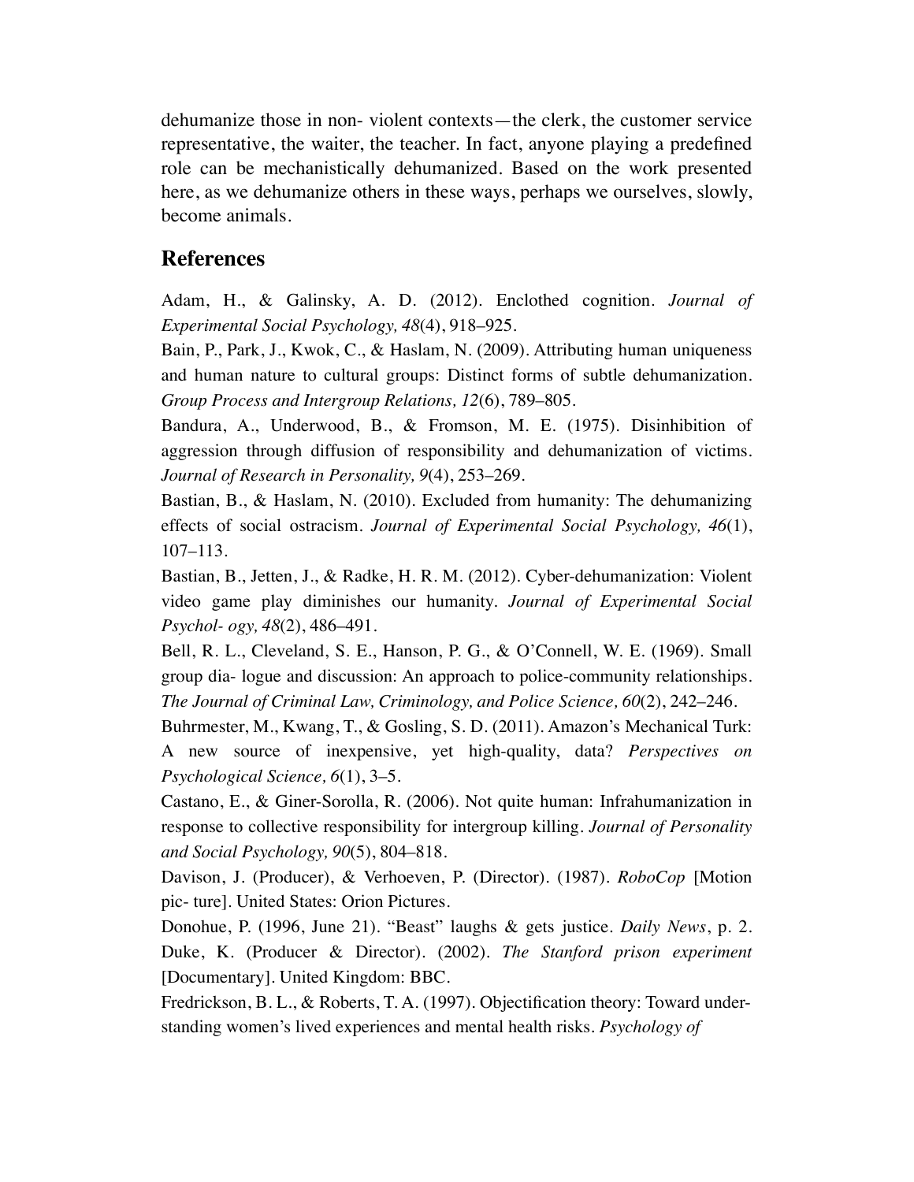dehumanize those in non- violent contexts—the clerk, the customer service representative, the waiter, the teacher. In fact, anyone playing a predefined role can be mechanistically dehumanized. Based on the work presented here, as we dehumanize others in these ways, perhaps we ourselves, slowly, become animals.

## References

Adam, H., & Galinsky, A. D. (2012). Enclothed cognition. *Journal of Experimental Social Psychology, 48*(4), 918–925.

Bain, P., Park, J., Kwok, C., & Haslam, N. (2009). Attributing human uniqueness and human nature to cultural groups: Distinct forms of subtle dehumanization. *Group Process and Intergroup Relations, 12*(6), 789–805.

Bandura, A., Underwood, B., & Fromson, M. E. (1975). Disinhibition of aggression through diffusion of responsibility and dehumanization of victims. *Journal of Research in Personality, 9*(4), 253–269.

Bastian, B., & Haslam, N. (2010). Excluded from humanity: The dehumanizing effects of social ostracism. *Journal of Experimental Social Psychology, 46*(1), 107–113.

Bastian, B., Jetten, J., & Radke, H. R. M. (2012). Cyber-dehumanization: Violent video game play diminishes our humanity. *Journal of Experimental Social Psychol- ogy, 48*(2), 486–491.

Bell, R. L., Cleveland, S. E., Hanson, P. G., & O'Connell, W. E. (1969). Small group dia- logue and discussion: An approach to police-community relationships. *The Journal of Criminal Law, Criminology, and Police Science, 60*(2), 242–246.

Buhrmester, M., Kwang, T., & Gosling, S. D. (2011). Amazon's Mechanical Turk: A new source of inexpensive, yet high-quality, data? *Perspectives on Psychological Science, 6*(1), 3–5.

Castano, E., & Giner-Sorolla, R. (2006). Not quite human: Infrahumanization in response to collective responsibility for intergroup killing. *Journal of Personality and Social Psychology, 90*(5), 804–818.

Davison, J. (Producer), & Verhoeven, P. (Director). (1987). *RoboCop* [Motion pic- ture]. United States: Orion Pictures.

Donohue, P. (1996, June 21). "Beast" laughs & gets justice. *Daily News*, p. 2.

Duke, K. (Producer & Director). (2002). *The Stanford prison experiment* [Documentary]. United Kingdom: BBC.

Fredrickson, B. L., & Roberts, T. A. (1997). Objectification theory: Toward under- standing women's lived experiences and mental health risks. *Psychology of*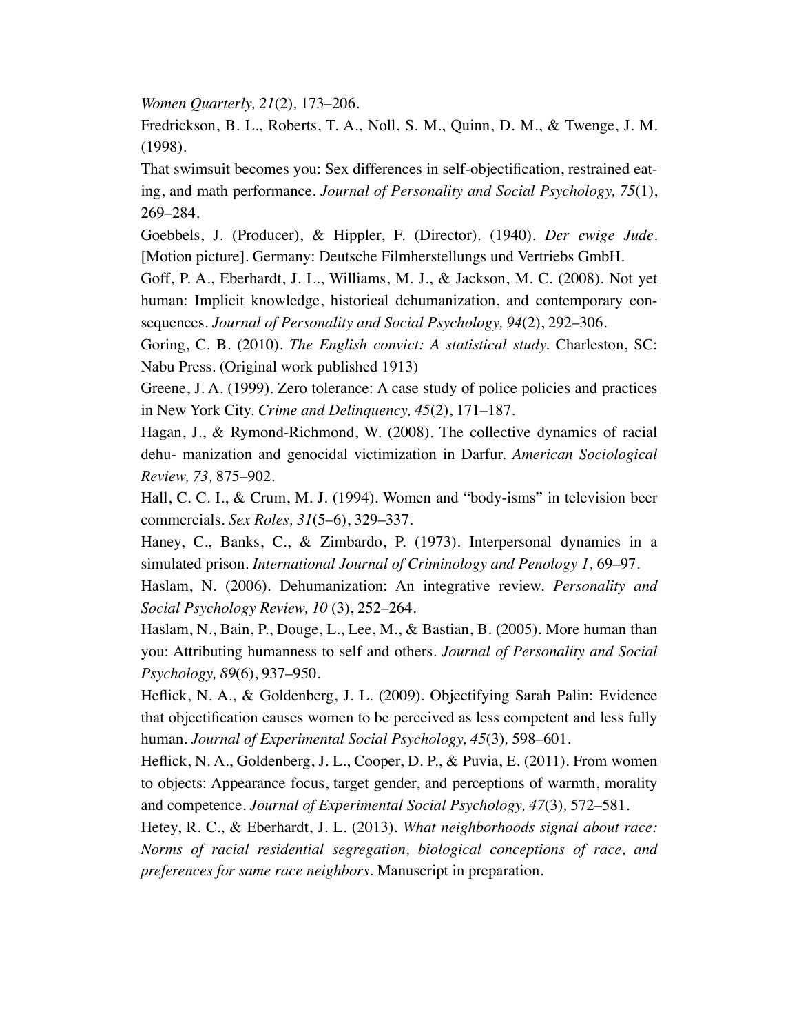*Women Quarterly, 21*(2)*,* 173–206.

Fredrickson, B. L., Roberts, T. A., Noll, S. M., Quinn, D. M., & Twenge, J. M. (1998).

That swimsuit becomes you: Sex differences in self-objectification, restrained eating, and math performance. *Journal of Personality and Social Psychology, 75*(1), 269–284.

Goebbels, J. (Producer), & Hippler, F. (Director). (1940). *Der ewige Jude*. [Motion picture]. Germany: Deutsche Filmherstellungs und Vertriebs GmbH.

Goff, P. A., Eberhardt, J. L., Williams, M. J., & Jackson, M. C. (2008). Not yet human: Implicit knowledge, historical dehumanization, and contemporary consequences. *Journal of Personality and Social Psychology, 94*(2), 292–306.

Goring, C. B. (2010). *The English convict: A statistical study.* Charleston, SC: Nabu Press. (Original work published 1913)

Greene, J. A. (1999). Zero tolerance: A case study of police policies and practices in New York City. *Crime and Delinquency, 45*(2), 171–187.

Hagan, J., & Rymond-Richmond, W. (2008). The collective dynamics of racial dehu- manization and genocidal victimization in Darfur. *American Sociological Review, 73,* 875–902.

Hall, C. C. I., & Crum, M. J. (1994). Women and "body-isms" in television beer commercials. *Sex Roles, 31*(5–6), 329–337.

Haney, C., Banks, C., & Zimbardo, P. (1973). Interpersonal dynamics in a simulated prison. *International Journal of Criminology and Penology 1,* 69–97.

Haslam, N. (2006). Dehumanization: An integrative review. *Personality and Social Psychology Review, 10* (3), 252–264.

Haslam, N., Bain, P., Douge, L., Lee, M., & Bastian, B. (2005). More human than you: Attributing humanness to self and others. *Journal of Personality and Social Psychology, 89*(6), 937–950.

Heflick, N. A., & Goldenberg, J. L. (2009). Objectifying Sarah Palin: Evidence that objectification causes women to be perceived as less competent and less fully human. *Journal of Experimental Social Psychology, 45*(3)*,* 598–601.

Heflick, N. A., Goldenberg, J. L., Cooper, D. P., & Puvia, E. (2011). From women to objects: Appearance focus, target gender, and perceptions of warmth, morality and competence. *Journal of Experimental Social Psychology, 47*(3)*,* 572–581.

Hetey, R. C., & Eberhardt, J. L. (2013). *What neighborhoods signal about race: Norms of racial residential segregation, biological conceptions of race, and preferences for same race neighbors*. Manuscript in preparation.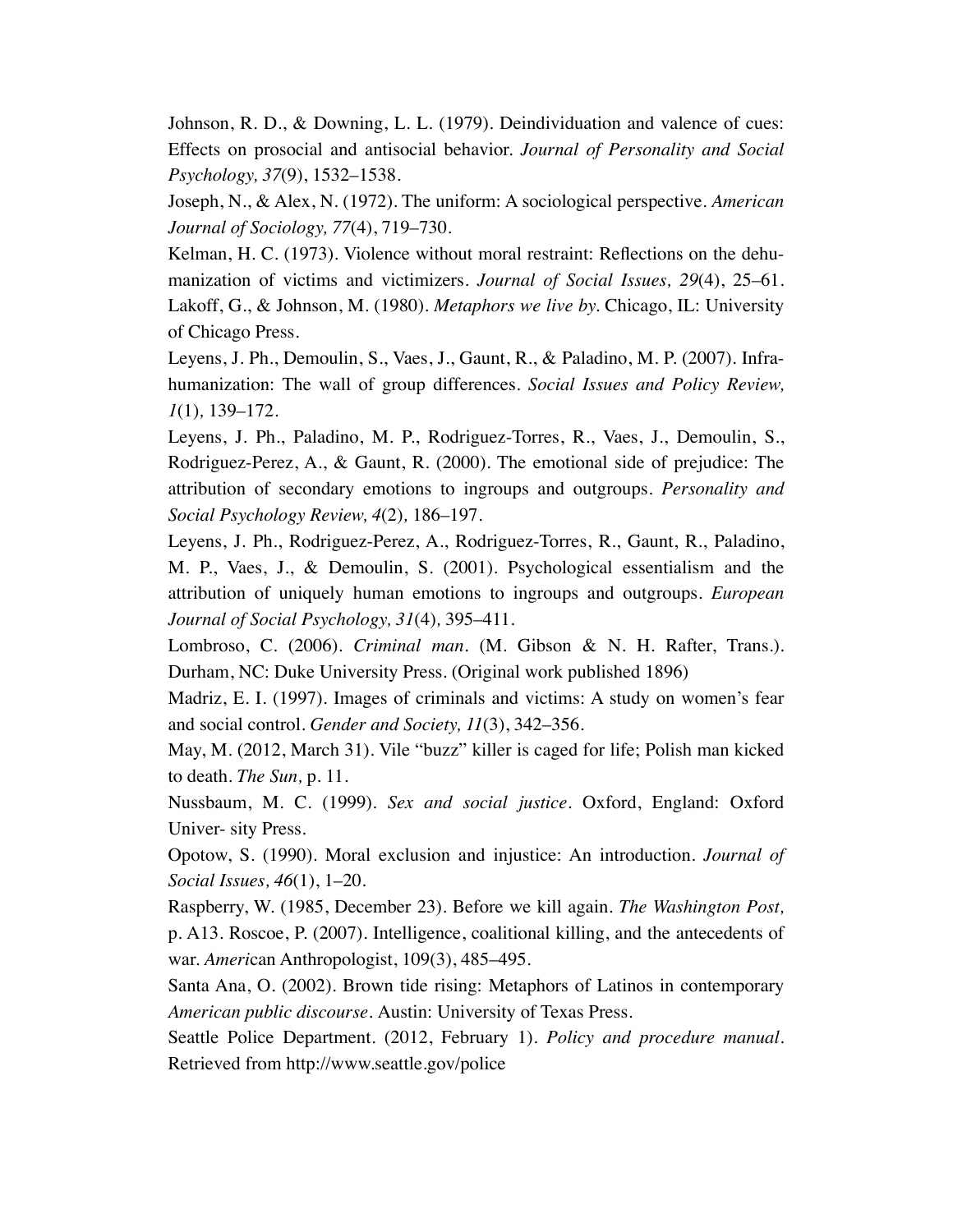Johnson, R. D., & Downing, L. L. (1979). Deindividuation and valence of cues: Effects on prosocial and antisocial behavior. *Journal of Personality and Social Psychology, 37*(9), 1532–1538.

Joseph, N., & Alex, N. (1972). The uniform: A sociological perspective. *American Journal of Sociology, 77*(4), 719–730.

Kelman, H. C. (1973). Violence without moral restraint: Reflections on the dehumanization of victims and victimizers. *Journal of Social Issues, 29*(4), 25–61.

Lakoff, G., & Johnson, M. (1980). *Metaphors we live by*. Chicago, IL: University of Chicago Press.

Leyens, J. Ph., Demoulin, S., Vaes, J., Gaunt, R., & Paladino, M. P. (2007). Infra-humanization: The wall of group differences. *Social Issues and Policy Review, 1*(1), 139–172.

Leyens, J. Ph., Paladino, M. P., Rodriguez-Torres, R., Vaes, J., Demoulin, S., Rodriguez-Perez, A., & Gaunt, R. (2000). The emotional side of prejudice: The attribution of secondary emotions to ingroups and outgroups. *Personality and Social Psychology Review, 4*(2), 186–197.

Leyens, J. Ph., Rodriguez-Perez, A., Rodriguez-Torres, R., Gaunt, R., Paladino, M. P., Vaes, J., & Demoulin, S. (2001). Psychological essentialism and the attribution of uniquely human emotions to ingroups and outgroups. *European Journal of Social Psychology, 31*(4), 395–411.

Lombroso, C. (2006). *Criminal man*. (M. Gibson & N. H. Rafter, Trans.). Durham, NC: Duke University Press. (Original work published 1896)

Madriz, E. I. (1997). Images of criminals and victims: A study on women's fear and social control. *Gender and Society, 11*(3), 342–356.

May, M. (2012, March 31). Vile "buzz" killer is caged for life; Polish man kicked to death. *The Sun,* p. 11.

Nussbaum, M. C. (1999). *Sex and social justice*. Oxford, England: Oxford Univer- sity Press.

Opotow, S. (1990). Moral exclusion and injustice: An introduction. *Journal of Social Issues, 46*(1), 1–20.

Raspberry, W. (1985, December 23). Before we kill again. *The Washington Post,* p. A13. Roscoe, P. (2007). Intelligence, coalitional killing, and the antecedents of war. *Ameri*can Anthropologist, 109(3), 485–495.

Santa Ana, O. (2002). Brown tide rising: Metaphors of Latinos in contemporary *American public discourse*. Austin: University of Texas Press.

Seattle Police Department. (2012, February 1). *Policy and procedure manual*. Retrieved from http://www.seattle.gov/police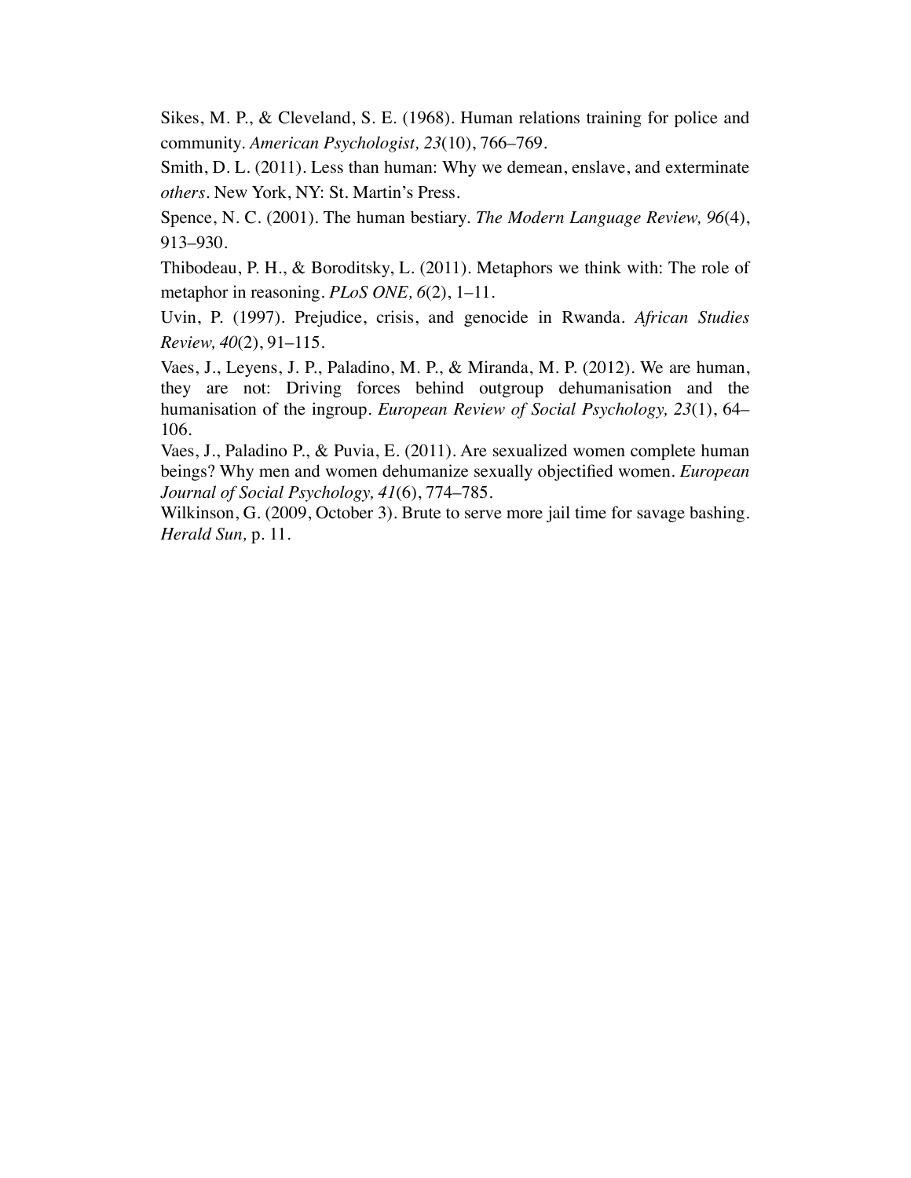Sikes, M. P., & Cleveland, S. E. (1968). Human relations training for police and community. *American Psychologist, 23*(10), 766–769.

Smith, D. L. (2011). Less than human: Why we demean, enslave, and exterminate *others*. New York, NY: St. Martin's Press.

Spence, N. C. (2001). The human bestiary. *The Modern Language Review, 96*(4), 913–930.

Thibodeau, P. H., & Boroditsky, L. (2011). Metaphors we think with: The role of metaphor in reasoning. *PLoS ONE, 6*(2), 1–11.

Uvin, P. (1997). Prejudice, crisis, and genocide in Rwanda. *African Studies Review, 40*(2), 91–115.

Vaes, J., Leyens, J. P., Paladino, M. P., & Miranda, M. P. (2012). We are human, they are not: Driving forces behind outgroup dehumanisation and the humanisation of the ingroup. *European Review of Social Psychology, 23*(1), 64–106.

Vaes, J., Paladino P., & Puvia, E. (2011). Are sexualized women complete human beings? Why men and women dehumanize sexually objectified women. *European Journal of Social Psychology, 41*(6), 774–785.

Wilkinson, G. (2009, October 3). Brute to serve more jail time for savage bashing. *Herald Sun,* p. 11.